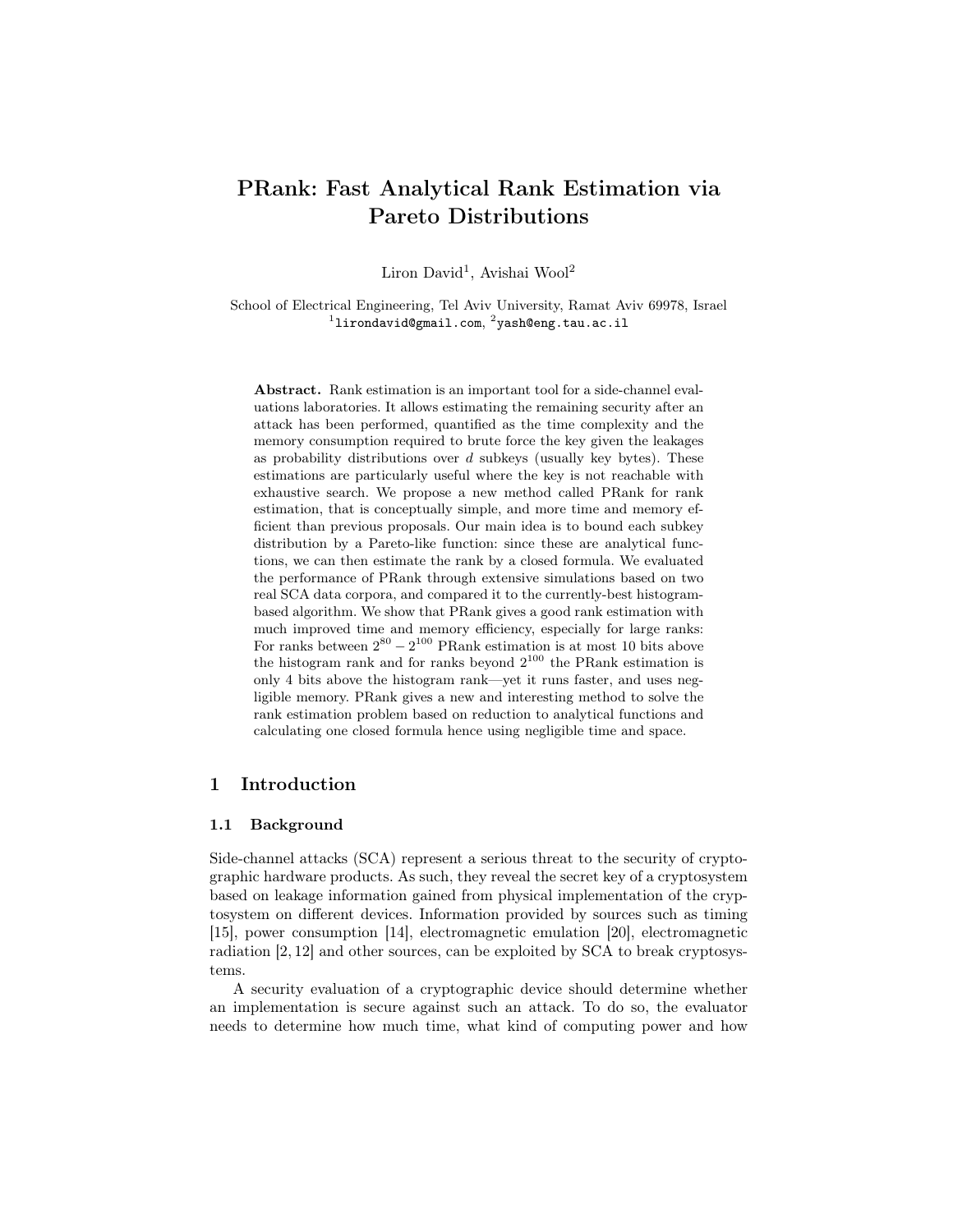# PRank: Fast Analytical Rank Estimation via Pareto Distributions

Liron David[1], Avishai Wool[2]

School of Electrical Engineering, Tel Aviv University, Ramat Aviv 69978, Israel
[1]lirondavid@gmail.com, [2]yash@eng.tau.ac.il

**Abstract.** Rank estimation is an important tool for a side-channel evaluations laboratories. It allows estimating the remaining security after an attack has been performed, quantified as the time complexity and the memory consumption required to brute force the key given the leakages as probability distributions over $d$ subkeys (usually key bytes). These estimations are particularly useful where the key is not reachable with exhaustive search. We propose a new method called PRank for rank estimation, that is conceptually simple, and more time and memory efficient than previous proposals. Our main idea is to bound each subkey distribution by a Pareto-like function: since these are analytical functions, we can then estimate the rank by a closed formula. We evaluated the performance of PRank through extensive simulations based on two real SCA data corpora, and compared it to the currently-best histogram-based algorithm. We show that PRank gives a good rank estimation with much improved time and memory efficiency, especially for large ranks: For ranks between $2^{80} - 2^{100}$ PRank estimation is at most 10 bits above the histogram rank and for ranks beyond $2^{100}$ the PRank estimation is only 4 bits above the histogram rank—yet it runs faster, and uses negligible memory. PRank gives a new and interesting method to solve the rank estimation problem based on reduction to analytical functions and calculating one closed formula hence using negligible time and space.

## 1 Introduction

### 1.1 Background

Side-channel attacks (SCA) represent a serious threat to the security of cryptographic hardware products. As such, they reveal the secret key of a cryptosystem based on leakage information gained from physical implementation of the cryptosystem on different devices. Information provided by sources such as timing [15], power consumption [14], electromagnetic emulation [20], electromagnetic radiation [2, 12] and other sources, can be exploited by SCA to break cryptosystems.

A security evaluation of a cryptographic device should determine whether an implementation is secure against such an attack. To do so, the evaluator needs to determine how much time, what kind of computing power and how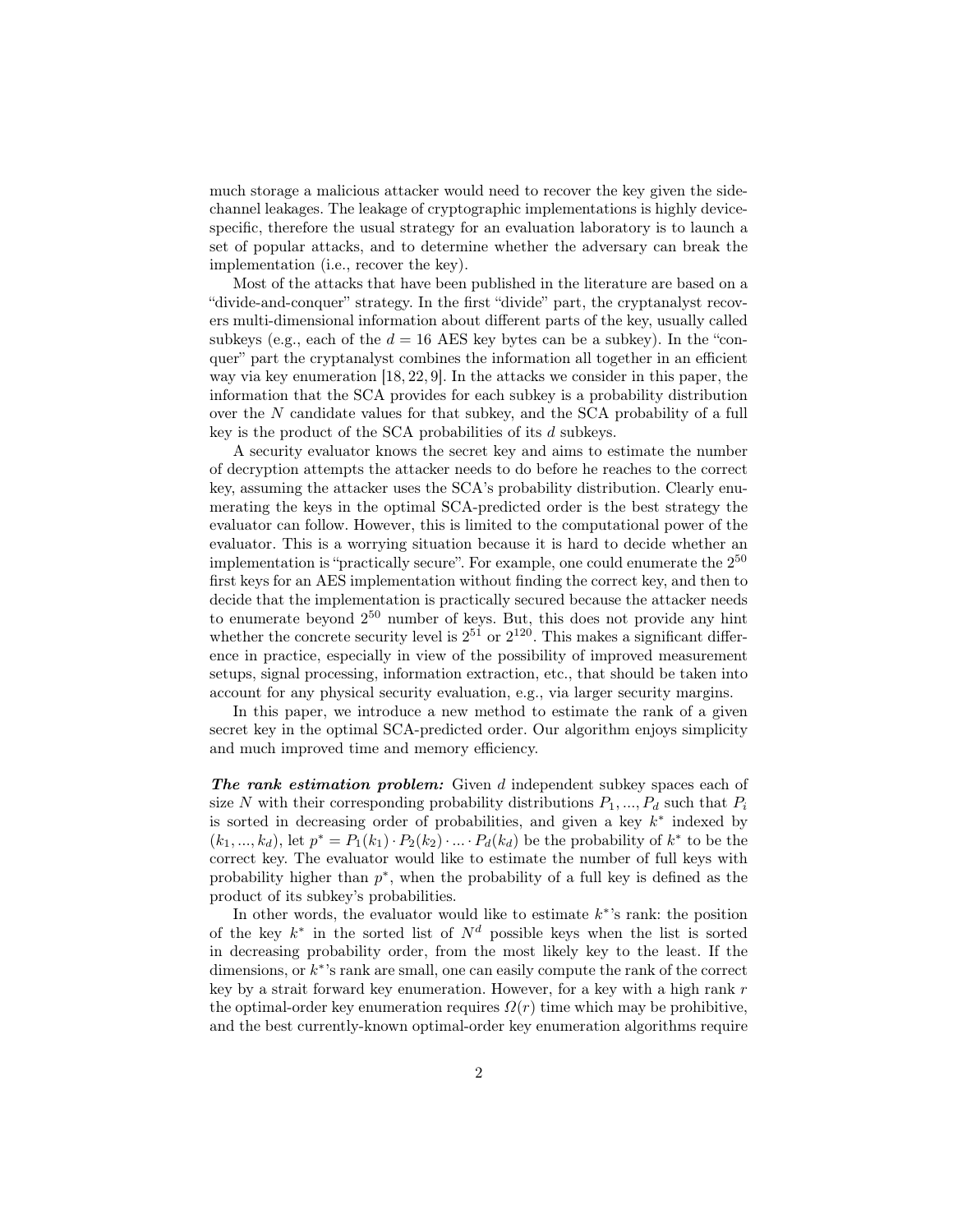much storage a malicious attacker would need to recover the key given the side-channel leakages. The leakage of cryptographic implementations is highly device-specific, therefore the usual strategy for an evaluation laboratory is to launch a set of popular attacks, and to determine whether the adversary can break the implementation (i.e., recover the key).

Most of the attacks that have been published in the literature are based on a "divide-and-conquer" strategy. In the first "divide" part, the cryptanalyst recovers multi-dimensional information about different parts of the key, usually called subkeys (e.g., each of the $d = 16$ AES key bytes can be a subkey). In the "conquer" part the cryptanalyst combines the information all together in an efficient way via key enumeration [18, 22, 9]. In the attacks we consider in this paper, the information that the SCA provides for each subkey is a probability distribution over the $N$ candidate values for that subkey, and the SCA probability of a full key is the product of the SCA probabilities of its $d$ subkeys.

A security evaluator knows the secret key and aims to estimate the number of decryption attempts the attacker needs to do before he reaches to the correct key, assuming the attacker uses the SCA's probability distribution. Clearly enumerating the keys in the optimal SCA-predicted order is the best strategy the evaluator can follow. However, this is limited to the computational power of the evaluator. This is a worrying situation because it is hard to decide whether an implementation is "practically secure". For example, one could enumerate the $2^{50}$ first keys for an AES implementation without finding the correct key, and then to decide that the implementation is practically secured because the attacker needs to enumerate beyond $2^{50}$ number of keys. But, this does not provide any hint whether the concrete security level is $2^{51}$ or $2^{120}$. This makes a significant difference in practice, especially in view of the possibility of improved measurement setups, signal processing, information extraction, etc., that should be taken into account for any physical security evaluation, e.g., via larger security margins.

In this paper, we introduce a new method to estimate the rank of a given secret key in the optimal SCA-predicted order. Our algorithm enjoys simplicity and much improved time and memory efficiency.

***The rank estimation problem:*** Given $d$ independent subkey spaces each of size $N$ with their corresponding probability distributions $P_1, ..., P_d$ such that $P_i$ is sorted in decreasing order of probabilities, and given a key $k^*$ indexed by $(k_1, ..., k_d)$, let $p^* = P_1(k_1) \cdot P_2(k_2) \cdot ... \cdot P_d(k_d)$ be the probability of $k^*$ to be the correct key. The evaluator would like to estimate the number of full keys with probability higher than $p^*$, when the probability of a full key is defined as the product of its subkey's probabilities.

In other words, the evaluator would like to estimate $k^*$'s rank: the position of the key $k^*$ in the sorted list of $N^d$ possible keys when the list is sorted in decreasing probability order, from the most likely key to the least. If the dimensions, or $k^*$'s rank are small, one can easily compute the rank of the correct key by a strait forward key enumeration. However, for a key with a high rank $r$ the optimal-order key enumeration requires $\Omega(r)$ time which may be prohibitive, and the best currently-known optimal-order key enumeration algorithms require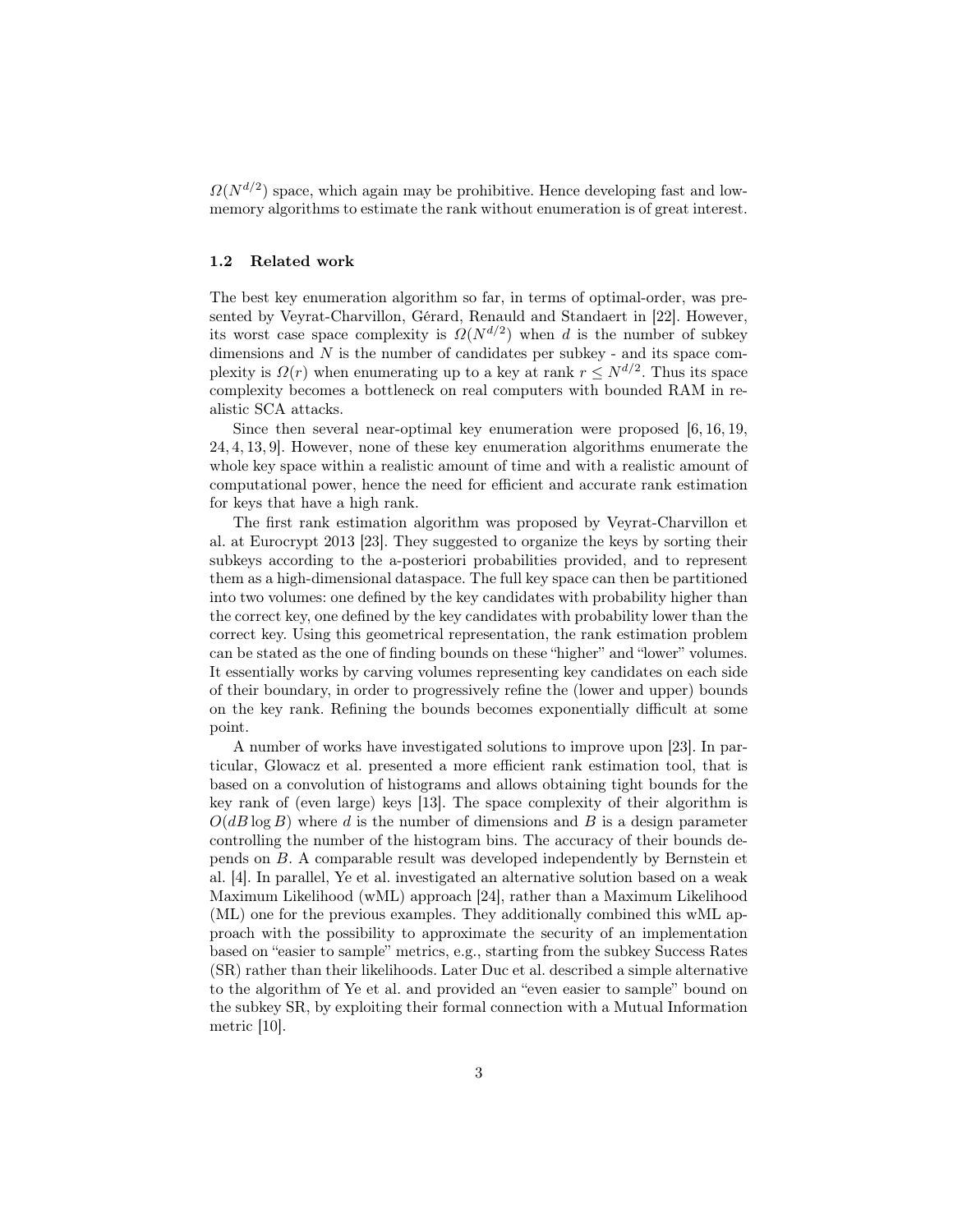$\Omega(N^{d/2})$ space, which again may be prohibitive. Hence developing fast and low-memory algorithms to estimate the rank without enumeration is of great interest.

### 1.2 Related work

The best key enumeration algorithm so far, in terms of optimal-order, was presented by Veyrat-Charvillon, Gérard, Renauld and Standaert in [22]. However, its worst case space complexity is $\Omega(N^{d/2})$ when $d$ is the number of subkey dimensions and $N$ is the number of candidates per subkey - and its space complexity is $\Omega(r)$ when enumerating up to a key at rank $r \leq N^{d/2}$. Thus its space complexity becomes a bottleneck on real computers with bounded RAM in realistic SCA attacks.

Since then several near-optimal key enumeration were proposed [6, 16, 19, 24, 4, 13, 9]. However, none of these key enumeration algorithms enumerate the whole key space within a realistic amount of time and with a realistic amount of computational power, hence the need for efficient and accurate rank estimation for keys that have a high rank.

The first rank estimation algorithm was proposed by Veyrat-Charvillon et al. at Eurocrypt 2013 [23]. They suggested to organize the keys by sorting their subkeys according to the a-posteriori probabilities provided, and to represent them as a high-dimensional dataspace. The full key space can then be partitioned into two volumes: one defined by the key candidates with probability higher than the correct key, one defined by the key candidates with probability lower than the correct key. Using this geometrical representation, the rank estimation problem can be stated as the one of finding bounds on these "higher" and "lower" volumes. It essentially works by carving volumes representing key candidates on each side of their boundary, in order to progressively refine the (lower and upper) bounds on the key rank. Refining the bounds becomes exponentially difficult at some point.

A number of works have investigated solutions to improve upon [23]. In particular, Glowacz et al. presented a more efficient rank estimation tool, that is based on a convolution of histograms and allows obtaining tight bounds for the key rank of (even large) keys [13]. The space complexity of their algorithm is $O(dB \log B)$ where $d$ is the number of dimensions and $B$ is a design parameter controlling the number of the histogram bins. The accuracy of their bounds depends on $B$. A comparable result was developed independently by Bernstein et al. [4]. In parallel, Ye et al. investigated an alternative solution based on a weak Maximum Likelihood (wML) approach [24], rather than a Maximum Likelihood (ML) one for the previous examples. They additionally combined this wML approach with the possibility to approximate the security of an implementation based on "easier to sample" metrics, e.g., starting from the subkey Success Rates (SR) rather than their likelihoods. Later Duc et al. described a simple alternative to the algorithm of Ye et al. and provided an "even easier to sample" bound on the subkey SR, by exploiting their formal connection with a Mutual Information metric [10].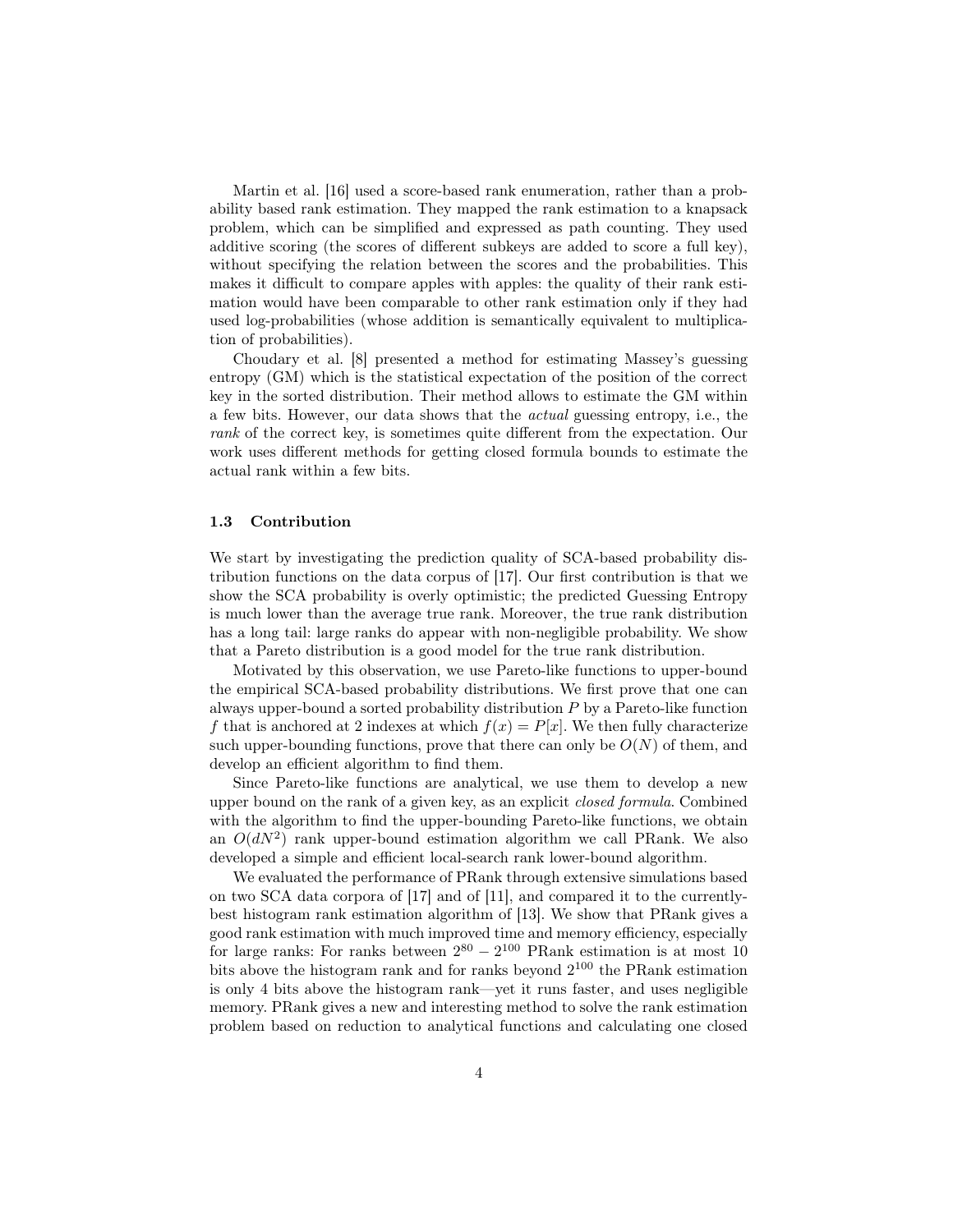Martin et al. [16] used a score-based rank enumeration, rather than a probability based rank estimation. They mapped the rank estimation to a knapsack problem, which can be simplified and expressed as path counting. They used additive scoring (the scores of different subkeys are added to score a full key), without specifying the relation between the scores and the probabilities. This makes it difficult to compare apples with apples: the quality of their rank estimation would have been comparable to other rank estimation only if they had used log-probabilities (whose addition is semantically equivalent to multiplication of probabilities).

Choudary et al. [8] presented a method for estimating Massey's guessing entropy (GM) which is the statistical expectation of the position of the correct key in the sorted distribution. Their method allows to estimate the GM within a few bits. However, our data shows that the *actual* guessing entropy, i.e., the *rank* of the correct key, is sometimes quite different from the expectation. Our work uses different methods for getting closed formula bounds to estimate the actual rank within a few bits.

### 1.3 Contribution

We start by investigating the prediction quality of SCA-based probability distribution functions on the data corpus of [17]. Our first contribution is that we show the SCA probability is overly optimistic; the predicted Guessing Entropy is much lower than the average true rank. Moreover, the true rank distribution has a long tail: large ranks do appear with non-negligible probability. We show that a Pareto distribution is a good model for the true rank distribution.

Motivated by this observation, we use Pareto-like functions to upper-bound the empirical SCA-based probability distributions. We first prove that one can always upper-bound a sorted probability distribution $P$ by a Pareto-like function $f$ that is anchored at 2 indexes at which $f(x) = P[x]$. We then fully characterize such upper-bounding functions, prove that there can only be $O(N)$ of them, and develop an efficient algorithm to find them.

Since Pareto-like functions are analytical, we use them to develop a new upper bound on the rank of a given key, as an explicit *closed formula*. Combined with the algorithm to find the upper-bounding Pareto-like functions, we obtain an $O(dN^2)$ rank upper-bound estimation algorithm we call PRank. We also developed a simple and efficient local-search rank lower-bound algorithm.

We evaluated the performance of PRank through extensive simulations based on two SCA data corpora of [17] and of [11], and compared it to the currently-best histogram rank estimation algorithm of [13]. We show that PRank gives a good rank estimation with much improved time and memory efficiency, especially for large ranks: For ranks between $2^{80} - 2^{100}$ PRank estimation is at most 10 bits above the histogram rank and for ranks beyond $2^{100}$ the PRank estimation is only 4 bits above the histogram rank—yet it runs faster, and uses negligible memory. PRank gives a new and interesting method to solve the rank estimation problem based on reduction to analytical functions and calculating one closed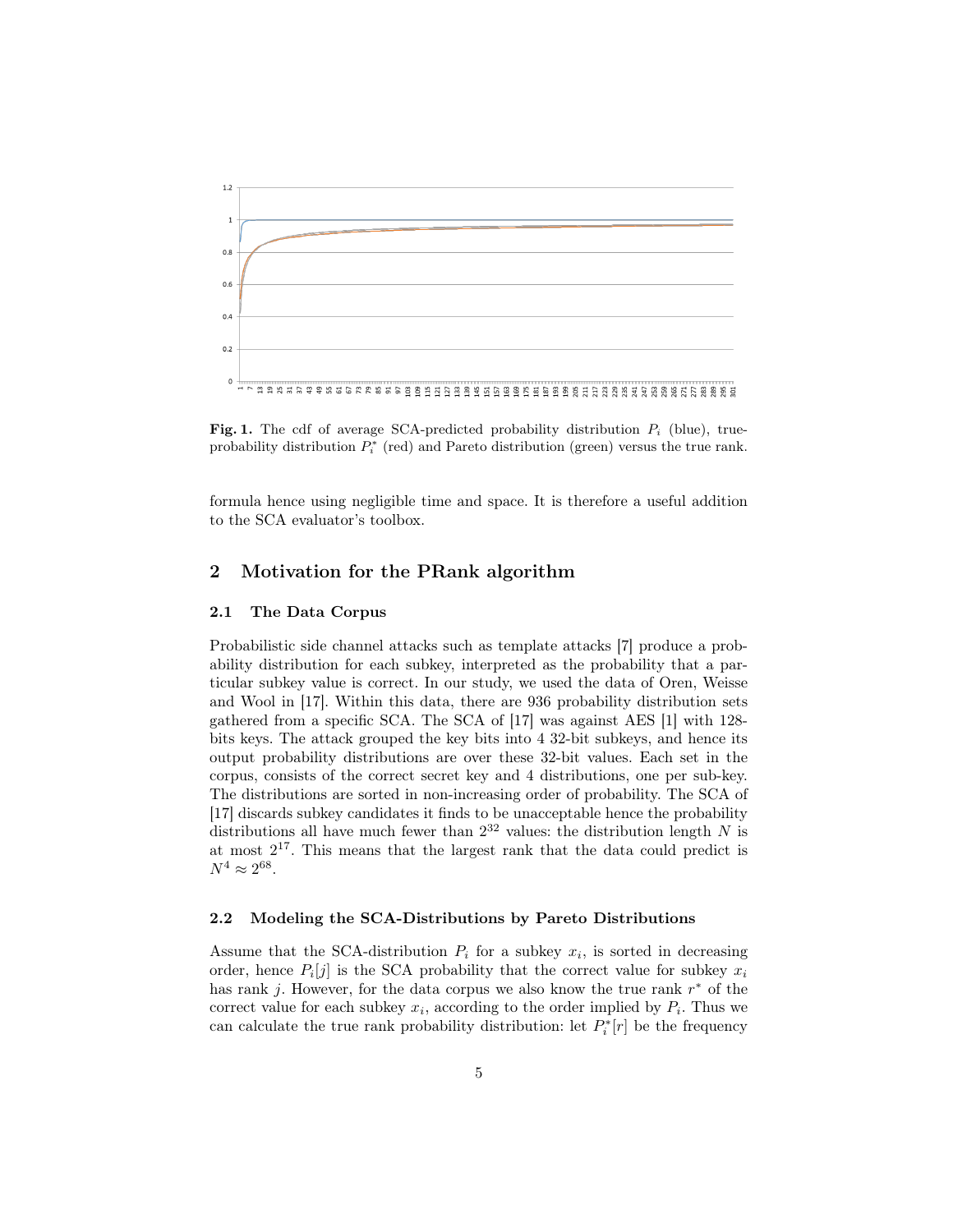**Fig. 1.** The cdf of average SCA-predicted probability distribution $P_i$ (blue), true-probability distribution $P_i^*$ (red) and Pareto distribution (green) versus the true rank.

formula hence using negligible time and space. It is therefore a useful addition to the SCA evaluator's toolbox.

## 2 Motivation for the PRank algorithm

### 2.1 The Data Corpus

Probabilistic side channel attacks such as template attacks [7] produce a probability distribution for each subkey, interpreted as the probability that a particular subkey value is correct. In our study, we used the data of Oren, Weisse and Wool in [17]. Within this data, there are 936 probability distribution sets gathered from a specific SCA. The SCA of [17] was against AES [1] with 128-bits keys. The attack grouped the key bits into 4 32-bit subkeys, and hence its output probability distributions are over these 32-bit values. Each set in the corpus, consists of the correct secret key and 4 distributions, one per sub-key. The distributions are sorted in non-increasing order of probability. The SCA of [17] discards subkey candidates it finds to be unacceptable hence the probability distributions all have much fewer than $2^{32}$ values: the distribution length $N$ is at most $2^{17}$. This means that the largest rank that the data could predict is $N^4 \approx 2^{68}$.

### 2.2 Modeling the SCA-Distributions by Pareto Distributions

Assume that the SCA-distribution $P_i$ for a subkey $x_i$, is sorted in decreasing order, hence $P_i[j]$ is the SCA probability that the correct value for subkey $x_i$ has rank $j$. However, for the data corpus we also know the true rank $r^*$ of the correct value for each subkey $x_i$, according to the order implied by $P_i$. Thus we can calculate the true rank probability distribution: let $P_i^*[r]$ be the frequency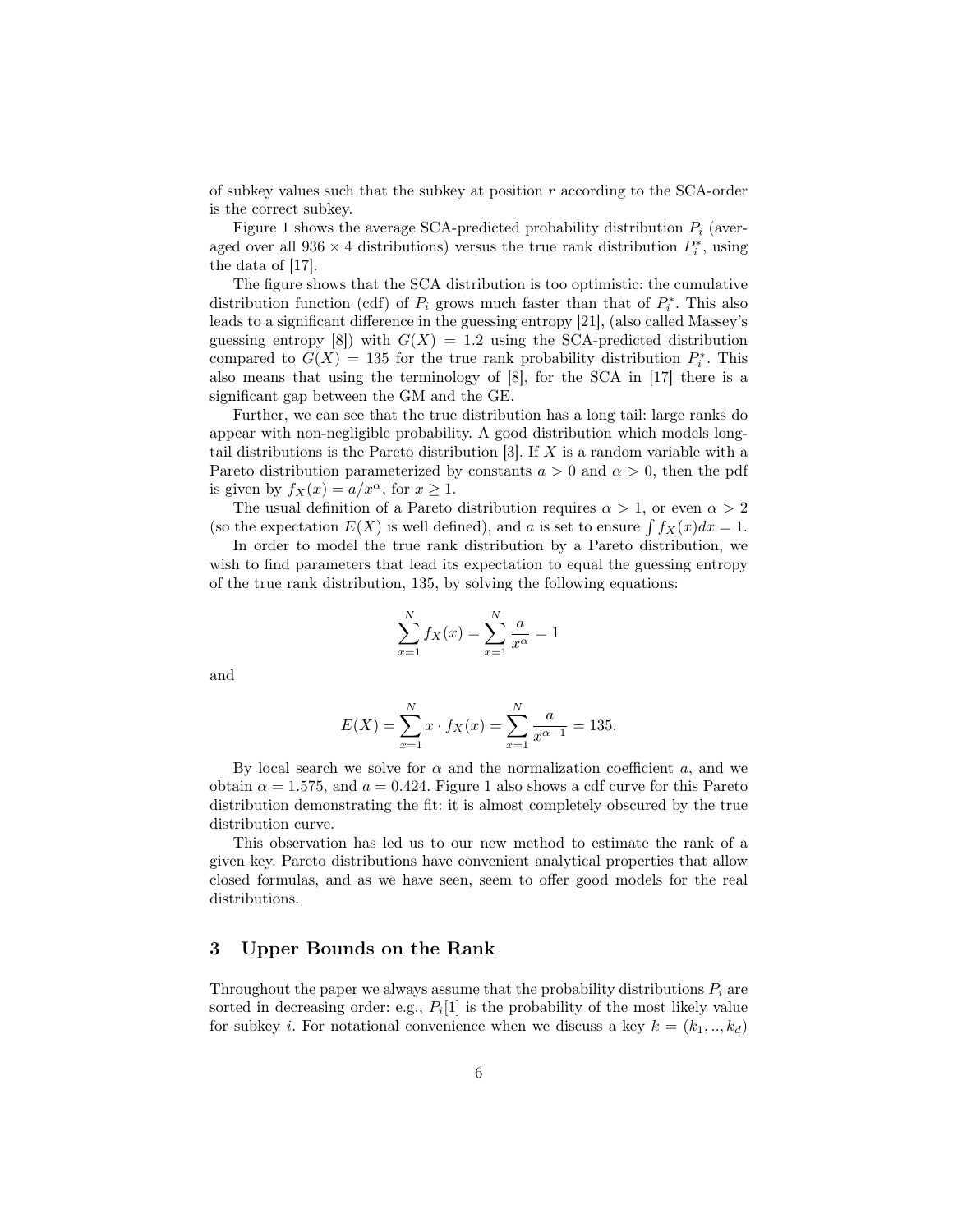of subkey values such that the subkey at position $r$ according to the SCA-order is the correct subkey.

Figure 1 shows the average SCA-predicted probability distribution $P_i$ (averaged over all $936 \times 4$ distributions) versus the true rank distribution $P_i^*$, using the data of [17].

The figure shows that the SCA distribution is too optimistic: the cumulative distribution function (cdf) of $P_i$ grows much faster than that of $P_i^*$. This also leads to a significant difference in the guessing entropy [21], (also called Massey's guessing entropy [8]) with $G(X) = 1.2$ using the SCA-predicted distribution compared to $G(X) = 135$ for the true rank probability distribution $P_i^*$. This also means that using the terminology of [8], for the SCA in [17] there is a significant gap between the GM and the GE.

Further, we can see that the true distribution has a long tail: large ranks do appear with non-negligible probability. A good distribution which models long-tail distributions is the Pareto distribution [3]. If $X$ is a random variable with a Pareto distribution parameterized by constants $a > 0$ and $\alpha > 0$, then the pdf is given by $f_X(x) = a/x^\alpha$, for $x \geq 1$.

The usual definition of a Pareto distribution requires $\alpha > 1$, or even $\alpha > 2$ (so the expectation $E(X)$ is well defined), and $a$ is set to ensure $\int f_X(x)dx = 1$.

In order to model the true rank distribution by a Pareto distribution, we wish to find parameters that lead its expectation to equal the guessing entropy of the true rank distribution, 135, by solving the following equations:

$$\sum_{x=1}^{N} f_X(x) = \sum_{x=1}^{N} \frac{a}{x^\alpha} = 1$$

and

$$E(X) = \sum_{x=1}^{N} x \cdot f_X(x) = \sum_{x=1}^{N} \frac{a}{x^{\alpha-1}} = 135.$$

By local search we solve for $\alpha$ and the normalization coefficient $a$, and we obtain $\alpha = 1.575$, and $a = 0.424$. Figure 1 also shows a cdf curve for this Pareto distribution demonstrating the fit: it is almost completely obscured by the true distribution curve.

This observation has led us to our new method to estimate the rank of a given key. Pareto distributions have convenient analytical properties that allow closed formulas, and as we have seen, seem to offer good models for the real distributions.

## 3 Upper Bounds on the Rank

Throughout the paper we always assume that the probability distributions $P_i$ are sorted in decreasing order: e.g., $P_i[1]$ is the probability of the most likely value for subkey $i$. For notational convenience when we discuss a key $k = (k_1, .., k_d)$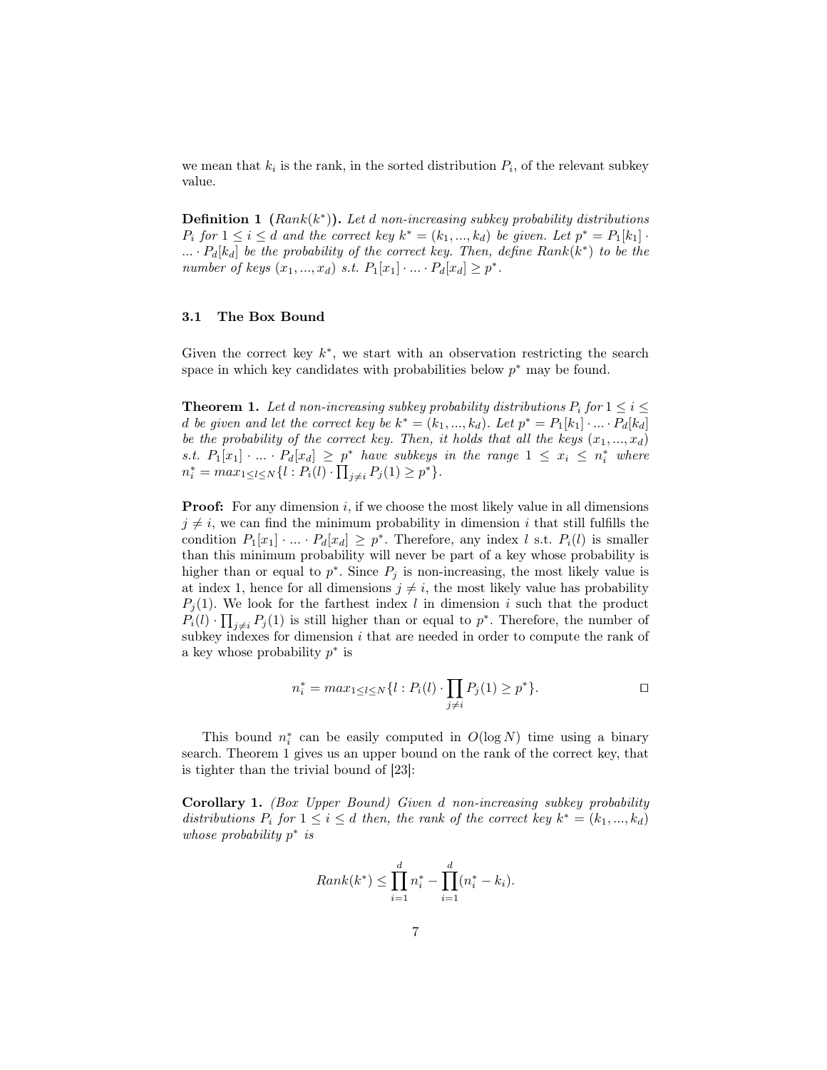we mean that $k_i$ is the rank, in the sorted distribution $P_i$, of the relevant subkey value.

**Definition 1** **($Rank(k^*)$).** *Let $d$ non-increasing subkey probability distributions $P_i$ for $1 \leq i \leq d$ and the correct key $k^* = (k_1, ..., k_d)$ be given. Let $p^* = P_1[k_1] \cdot ... \cdot P_d[k_d]$ be the probability of the correct key. Then, define $Rank(k^*)$ to be the number of keys $(x_1, ..., x_d)$ s.t. $P_1[x_1] \cdot ... \cdot P_d[x_d] \geq p^*$.*

### 3.1 The Box Bound

Given the correct key $k^*$, we start with an observation restricting the search space in which key candidates with probabilities below $p^*$ may be found.

**Theorem 1.** *Let $d$ non-increasing subkey probability distributions $P_i$ for $1 \leq i \leq d$ be given and let the correct key be $k^* = (k_1, ..., k_d)$. Let $p^* = P_1[k_1] \cdot ... \cdot P_d[k_d]$ be the probability of the correct key. Then, it holds that all the keys $(x_1, ..., x_d)$ s.t. $P_1[x_1] \cdot ... \cdot P_d[x_d] \geq p^*$ have subkeys in the range $1 \leq x_i \leq n_i^*$ where $n_i^* = max_{1 \leq l \leq N}\{l : P_i(l) \cdot \prod_{j \neq i} P_j(1) \geq p^*\}$.*

**Proof:** For any dimension $i$, if we choose the most likely value in all dimensions $j \neq i$, we can find the minimum probability in dimension $i$ that still fulfills the condition $P_1[x_1] \cdot ... \cdot P_d[x_d] \geq p^*$. Therefore, any index $l$ s.t. $P_i(l)$ is smaller than this minimum probability will never be part of a key whose probability is higher than or equal to $p^*$. Since $P_j$ is non-increasing, the most likely value is at index 1, hence for all dimensions $j \neq i$, the most likely value has probability $P_j(1)$. We look for the farthest index $l$ in dimension $i$ such that the product $P_i(l) \cdot \prod_{j \neq i} P_j(1)$ is still higher than or equal to $p^*$. Therefore, the number of subkey indexes for dimension $i$ that are needed in order to compute the rank of a key whose probability $p^*$ is

$$n_i^* = max_{1 \leq l \leq N}\{l : P_i(l) \cdot \prod_{j \neq i} P_j(1) \geq p^*\}. \qquad \square$$

This bound $n_i^*$ can be easily computed in $O(\log N)$ time using a binary search. Theorem 1 gives us an upper bound on the rank of the correct key, that is tighter than the trivial bound of [23]:

**Corollary 1.** *(Box Upper Bound) Given $d$ non-increasing subkey probability distributions $P_i$ for $1 \leq i \leq d$ then, the rank of the correct key $k^* = (k_1, ..., k_d)$ whose probability $p^*$ is*

$$Rank(k^*) \leq \prod_{i=1}^{d} n_i^* - \prod_{i=1}^{d} (n_i^* - k_i).$$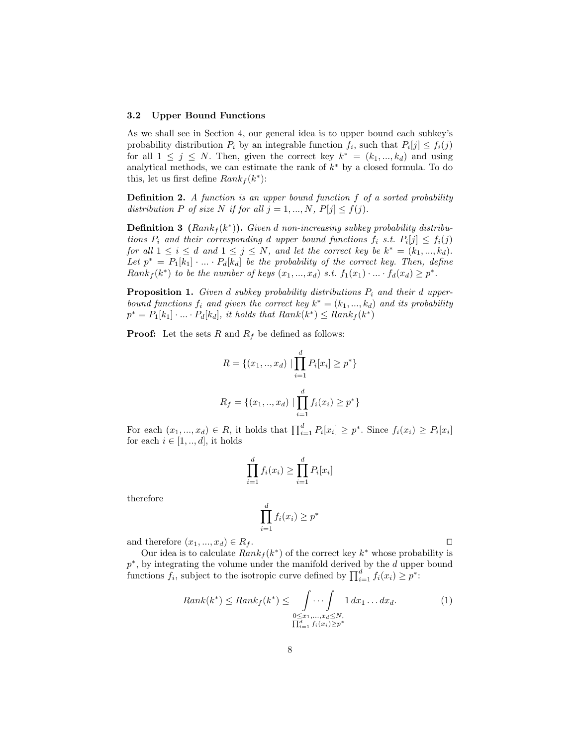### 3.2 Upper Bound Functions

As we shall see in Section 4, our general idea is to upper bound each subkey's probability distribution $P_i$ by an integrable function $f_i$, such that $P_i[j] \leq f_i(j)$ for all $1 \leq j \leq N$. Then, given the correct key $k^* = (k_1, ..., k_d)$ and using analytical methods, we can estimate the rank of $k^*$ by a closed formula. To do this, let us first define $Rank_f(k^*)$:

**Definition 2.** *A function is an upper bound function $f$ of a sorted probability distribution $P$ of size $N$ if for all $j = 1, ..., N$, $P[j] \leq f(j)$.*

**Definition 3 ($Rank_f(k^*)$).** *Given $d$ non-increasing subkey probability distributions $P_i$ and their corresponding $d$ upper bound functions $f_i$ s.t. $P_i[j] \leq f_i(j)$ for all $1 \leq i \leq d$ and $1 \leq j \leq N$, and let the correct key be $k^* = (k_1, ..., k_d)$. Let $p^* = P_1[k_1] \cdot ... \cdot P_d[k_d]$ be the probability of the correct key. Then, define $Rank_f(k^*)$ to be the number of keys $(x_1, ..., x_d)$ s.t. $f_1(x_1) \cdot ... \cdot f_d(x_d) \geq p^*$.*

**Proposition 1.** *Given $d$ subkey probability distributions $P_i$ and their $d$ upper-bound functions $f_i$ and given the correct key $k^* = (k_1, ..., k_d)$ and its probability $p^* = P_1[k_1] \cdot ... \cdot P_d[k_d]$, it holds that $Rank(k^*) \leq Rank_f(k^*)$*

**Proof:** Let the sets $R$ and $R_f$ be defined as follows:

$$R = \{(x_1, .., x_d) \mid \prod_{i=1}^{d} P_i[x_i] \geq p^*\}$$

$$R_f = \{(x_1, .., x_d) \mid \prod_{i=1}^{d} f_i(x_i) \geq p^*\}$$

For each $(x_1, ..., x_d) \in R$, it holds that $\prod_{i=1}^{d} P_i[x_i] \geq p^*$. Since $f_i(x_i) \geq P_i[x_i]$ for each $i \in [1, .., d]$, it holds

$$\prod_{i=1}^{d} f_i(x_i) \geq \prod_{i=1}^{d} P_i[x_i]$$

therefore

$$\prod_{i=1}^{d} f_i(x_i) \geq p^*$$

and therefore $(x_1, ..., x_d) \in R_f$. □

Our idea is to calculate $Rank_f(k^*)$ of the correct key $k^*$ whose probability is $p^*$, by integrating the volume under the manifold derived by the $d$ upper bound functions $f_i$, subject to the isotropic curve defined by $\prod_{i=1}^{d} f_i(x_i) \geq p^*$:

$$Rank(k^*) \leq Rank_f(k^*) \leq \underset{\substack{0 \leq x_1, ..., x_d \leq N, \\ \prod_{i=1}^{d} f_i(x_i) \geq p^*}}{\int \cdots \int} 1 \, dx_1 \ldots dx_d. \tag{1}$$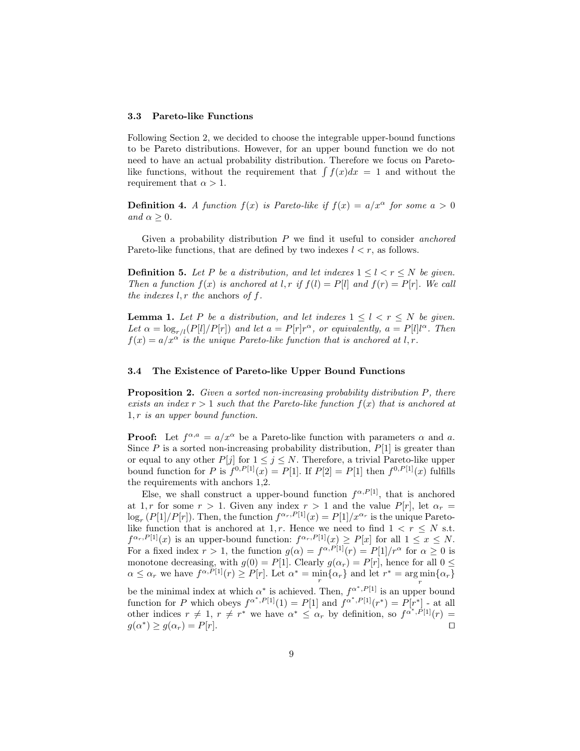### 3.3 Pareto-like Functions

Following Section 2, we decided to choose the integrable upper-bound functions to be Pareto distributions. However, for an upper bound function we do not need to have an actual probability distribution. Therefore we focus on Pareto-like functions, without the requirement that $\int f(x)dx = 1$ and without the requirement that $\alpha > 1$.

**Definition 4.** *A function $f(x)$ is Pareto-like if $f(x) = a/x^\alpha$ for some $a > 0$ and $\alpha \geq 0$.*

Given a probability distribution $P$ we find it useful to consider *anchored* Pareto-like functions, that are defined by two indexes $l < r$, as follows.

**Definition 5.** *Let $P$ be a distribution, and let indexes $1 \leq l < r \leq N$ be given. Then a function $f(x)$ is anchored at $l, r$ if $f(l) = P[l]$ and $f(r) = P[r]$. We call the indexes $l, r$ the* anchors *of $f$.*

**Lemma 1.** *Let $P$ be a distribution, and let indexes $1 \leq l < r \leq N$ be given. Let $\alpha = \log_{r/l}(P[l]/P[r])$ and let $a = P[r]r^\alpha$, or equivalently, $a = P[l]l^\alpha$. Then $f(x) = a/x^\alpha$ is the unique Pareto-like function that is anchored at $l, r$.*

### 3.4 The Existence of Pareto-like Upper Bound Functions

**Proposition 2.** *Given a sorted non-increasing probability distribution $P$, there exists an index $r > 1$ such that the Pareto-like function $f(x)$ that is anchored at $1, r$ is an upper bound function.*

**Proof:** Let $f^{\alpha,a} = a/x^\alpha$ be a Pareto-like function with parameters $\alpha$ and $a$. Since $P$ is a sorted non-increasing probability distribution, $P[1]$ is greater than or equal to any other $P[j]$ for $1 \leq j \leq N$. Therefore, a trivial Pareto-like upper bound function for $P$ is $f^{0,P[1]}(x) = P[1]$. If $P[2] = P[1]$ then $f^{0,P[1]}(x)$ fulfills the requirements with anchors 1,2.

Else, we shall construct a upper-bound function $f^{\alpha,P[1]}$, that is anchored at $1, r$ for some $r > 1$. Given any index $r > 1$ and the value $P[r]$, let $\alpha_r = \log_r(P[1]/P[r])$. Then, the function $f^{\alpha_r,P[1]}(x) = P[1]/x^{\alpha_r}$ is the unique Pareto-like function that is anchored at $1, r$. Hence we need to find $1 < r \leq N$ s.t. $f^{\alpha_r,P[1]}(x)$ is an upper-bound function: $f^{\alpha_r,P[1]}(x) \geq P[x]$ for all $1 \leq x \leq N$. For a fixed index $r > 1$, the function $g(\alpha) = f^{\alpha,P[1]}(r) = P[1]/r^\alpha$ for $\alpha \geq 0$ is monotone decreasing, with $g(0) = P[1]$. Clearly $g(\alpha_r) = P[r]$, hence for all $0 \leq \alpha \leq \alpha_r$ we have $f^{\alpha,P[1]}(r) \geq P[r]$. Let $\alpha^* = \min_r\{\alpha_r\}$ and let $r^* = \arg\min_r\{\alpha_r\}$ be the minimal index at which $\alpha^*$ is achieved. Then, $f^{\alpha^*,P[1]}$ is an upper bound function for $P$ which obeys $f^{\alpha^*,P[1]}(1) = P[1]$ and $f^{\alpha^*,P[1]}(r^*) = P[r^*]$ - at all other indices $r \neq 1$, $r \neq r^*$ we have $\alpha^* \leq \alpha_r$ by definition, so $f^{\alpha^*,P[1]}(r) = g(\alpha^*) \geq g(\alpha_r) = P[r]$. $\square$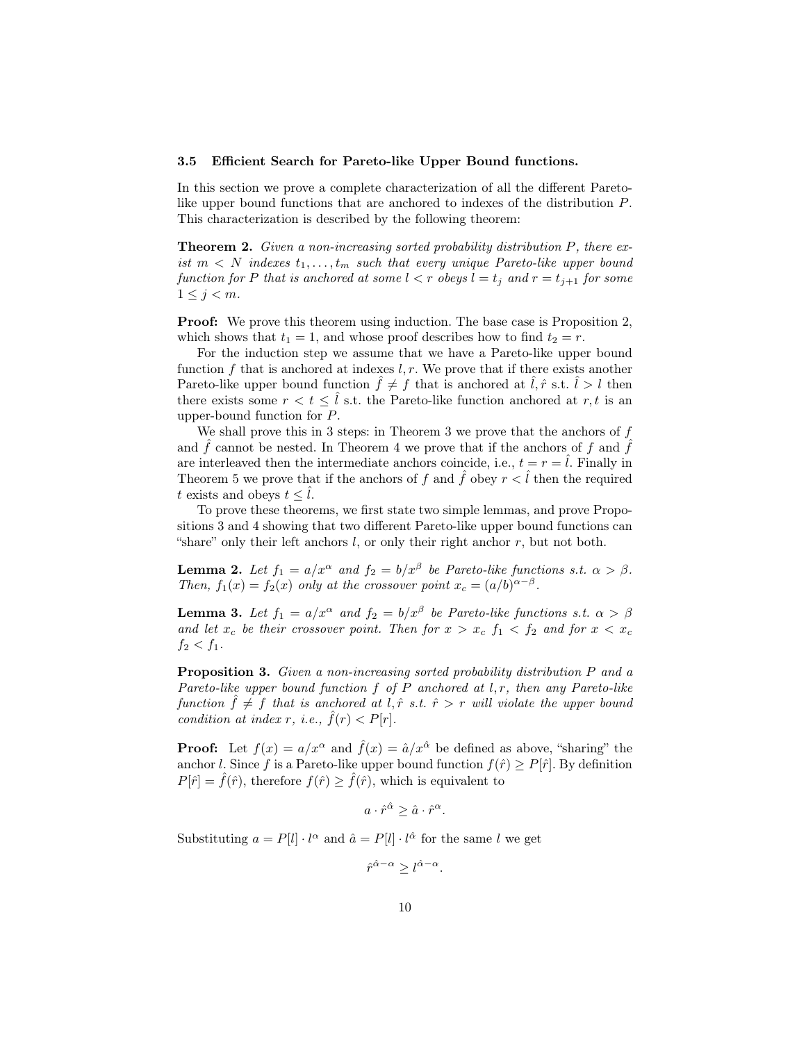### 3.5 Efficient Search for Pareto-like Upper Bound functions.

In this section we prove a complete characterization of all the different Pareto-like upper bound functions that are anchored to indexes of the distribution $P$. This characterization is described by the following theorem:

**Theorem 2.** *Given a non-increasing sorted probability distribution $P$, there exist $m < N$ indexes $t_1, \ldots, t_m$ such that every unique Pareto-like upper bound function for $P$ that is anchored at some $l < r$ obeys $l = t_j$ and $r = t_{j+1}$ for some $1 \leq j < m$.*

**Proof:** We prove this theorem using induction. The base case is Proposition 2, which shows that $t_1 = 1$, and whose proof describes how to find $t_2 = r$.

For the induction step we assume that we have a Pareto-like upper bound function $f$ that is anchored at indexes $l, r$. We prove that if there exists another Pareto-like upper bound function $\hat{f} \neq f$ that is anchored at $\hat{l}, \hat{r}$ s.t. $\hat{l} > l$ then there exists some $r < t \leq \hat{l}$ s.t. the Pareto-like function anchored at $r, t$ is an upper-bound function for $P$.

We shall prove this in 3 steps: in Theorem 3 we prove that the anchors of $f$ and $\hat{f}$ cannot be nested. In Theorem 4 we prove that if the anchors of $f$ and $\hat{f}$ are interleaved then the intermediate anchors coincide, i.e., $t = r = \hat{l}$. Finally in Theorem 5 we prove that if the anchors of $f$ and $\hat{f}$ obey $r < \hat{l}$ then the required $t$ exists and obeys $t \leq \hat{l}$.

To prove these theorems, we first state two simple lemmas, and prove Propositions 3 and 4 showing that two different Pareto-like upper bound functions can "share" only their left anchors $l$, or only their right anchor $r$, but not both.

**Lemma 2.** *Let $f_1 = a/x^\alpha$ and $f_2 = b/x^\beta$ be Pareto-like functions s.t. $\alpha > \beta$. Then, $f_1(x) = f_2(x)$ only at the crossover point $x_c = (a/b)^{\alpha - \beta}$.*

**Lemma 3.** *Let $f_1 = a/x^\alpha$ and $f_2 = b/x^\beta$ be Pareto-like functions s.t. $\alpha > \beta$ and let $x_c$ be their crossover point. Then for $x > x_c$ $f_1 < f_2$ and for $x < x_c$ $f_2 < f_1$.*

**Proposition 3.** *Given a non-increasing sorted probability distribution $P$ and a Pareto-like upper bound function $f$ of $P$ anchored at $l, r$, then any Pareto-like function $\hat{f} \neq f$ that is anchored at $l, \hat{r}$ s.t. $\hat{r} > r$ will violate the upper bound condition at index $r$, i.e., $\hat{f}(r) < P[r]$.*

**Proof:** Let $f(x) = a/x^\alpha$ and $\hat{f}(x) = \hat{a}/x^{\hat{\alpha}}$ be defined as above, "sharing" the anchor $l$. Since $f$ is a Pareto-like upper bound function $f(\hat{r}) \geq P[\hat{r}]$. By definition $P[\hat{r}] = \hat{f}(\hat{r})$, therefore $f(\hat{r}) \geq \hat{f}(\hat{r})$, which is equivalent to

$$a \cdot \hat{r}^{\hat{\alpha}} \geq \hat{a} \cdot \hat{r}^{\alpha}.$$

Substituting $a = P[l] \cdot l^\alpha$ and $\hat{a} = P[l] \cdot l^{\hat{\alpha}}$ for the same $l$ we get

$$\hat{r}^{\hat{\alpha} - \alpha} \geq l^{\hat{\alpha} - \alpha}.$$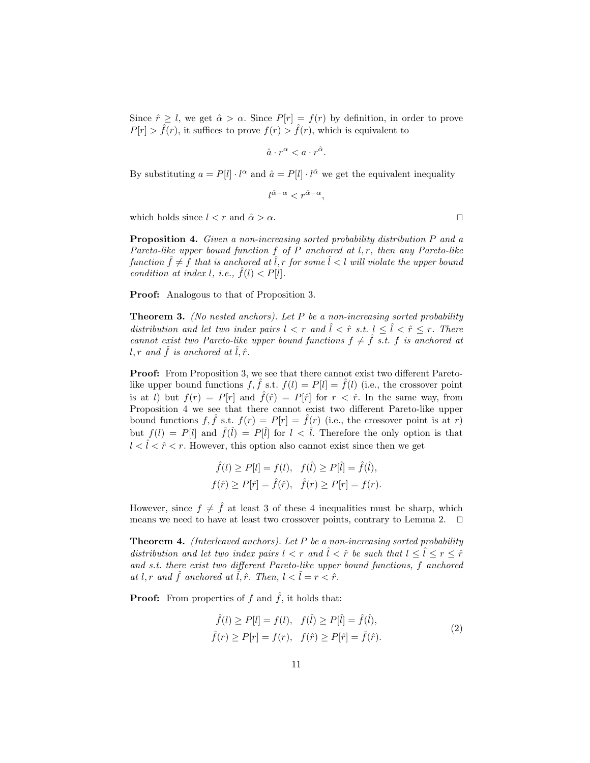Since $\hat{r} \geq l$, we get $\hat{\alpha} > \alpha$. Since $P[r] = f(r)$ by definition, in order to prove $P[r] > \hat{f}(r)$, it suffices to prove $f(r) > \hat{f}(r)$, which is equivalent to

$$\hat{a} \cdot r^{\alpha} < a \cdot r^{\hat{\alpha}}.$$

By substituting $a = P[l] \cdot l^{\alpha}$ and $\hat{a} = P[l] \cdot l^{\hat{\alpha}}$ we get the equivalent inequality

$$l^{\hat{\alpha}-\alpha} < r^{\hat{\alpha}-\alpha},$$

which holds since $l < r$ and $\hat{\alpha} > \alpha$. □

**Proposition 4.** *Given a non-increasing sorted probability distribution $P$ and a Pareto-like upper bound function $f$ of $P$ anchored at $l, r$, then any Pareto-like function $\hat{f} \neq f$ that is anchored at $\hat{l}, r$ for some $\hat{l} < l$ will violate the upper bound condition at index $l$, i.e., $\hat{f}(l) < P[l]$.*

**Proof:** Analogous to that of Proposition 3.

**Theorem 3.** *(No nested anchors). Let $P$ be a non-increasing sorted probability distribution and let two index pairs $l < r$ and $\hat{l} < \hat{r}$ s.t. $l \leq \hat{l} < \hat{r} \leq r$. There cannot exist two Pareto-like upper bound functions $f \neq \hat{f}$ s.t. $f$ is anchored at $l, r$ and $\hat{f}$ is anchored at $\hat{l}, \hat{r}$.*

**Proof:** From Proposition 3, we see that there cannot exist two different Pareto-like upper bound functions $f, \hat{f}$ s.t. $f(l) = P[l] = \hat{f}(l)$ (i.e., the crossover point is at $l$) but $f(r) = P[r]$ and $\hat{f}(\hat{r}) = P[\hat{r}]$ for $r < \hat{r}$. In the same way, from Proposition 4 we see that there cannot exist two different Pareto-like upper bound functions $f, \hat{f}$ s.t. $f(r) = P[r] = \hat{f}(r)$ (i.e., the crossover point is at $r$) but $f(l) = P[l]$ and $\hat{f}(\hat{l}) = P[\hat{l}]$ for $l < \hat{l}$. Therefore the only option is that $l < \hat{l} < \hat{r} < r$. However, this option also cannot exist since then we get

$$\hat{f}(l) \geq P[l] = f(l), \quad f(\hat{l}) \geq P[\hat{l}] = \hat{f}(\hat{l}),$$
$$f(\hat{r}) \geq P[\hat{r}] = \hat{f}(\hat{r}), \quad \hat{f}(r) \geq P[r] = f(r).$$

However, since $f \neq \hat{f}$ at least 3 of these 4 inequalities must be sharp, which means we need to have at least two crossover points, contrary to Lemma 2. □

**Theorem 4.** *(Interleaved anchors). Let $P$ be a non-increasing sorted probability distribution and let two index pairs $l < r$ and $\hat{l} < \hat{r}$ be such that $l \leq \hat{l} \leq r \leq \hat{r}$ and s.t. there exist two different Pareto-like upper bound functions, $f$ anchored at $l, r$ and $\hat{f}$ anchored at $\hat{l}, \hat{r}$. Then, $l < \hat{l} = r < \hat{r}$.*

**Proof:** From properties of $f$ and $\hat{f}$, it holds that:

$$\begin{aligned} \hat{f}(l) \geq P[l] = f(l), \quad f(\hat{l}) \geq P[\hat{l}] = \hat{f}(\hat{l}), \\ \hat{f}(r) \geq P[r] = f(r), \quad f(\hat{r}) \geq P[\hat{r}] = \hat{f}(\hat{r}). \end{aligned} \tag{2}$$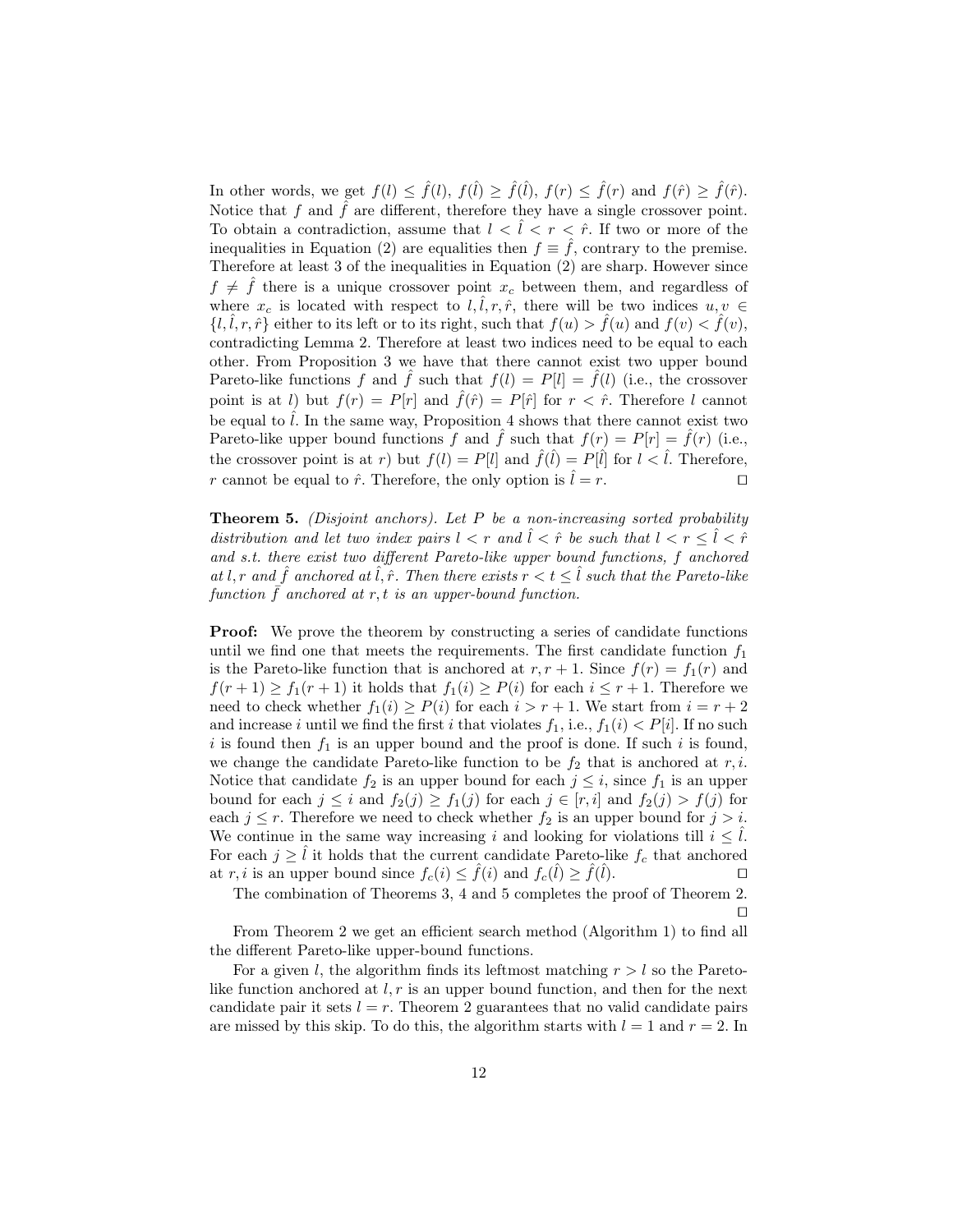In other words, we get $f(l) \leq \hat{f}(l)$, $f(\hat{l}) \geq \hat{f}(\hat{l})$, $f(r) \leq \hat{f}(r)$ and $f(\hat{r}) \geq \hat{f}(\hat{r})$. Notice that $f$ and $\hat{f}$ are different, therefore they have a single crossover point. To obtain a contradiction, assume that $l < \hat{l} < r < \hat{r}$. If two or more of the inequalities in Equation (2) are equalities then $f \equiv \hat{f}$, contrary to the premise. Therefore at least 3 of the inequalities in Equation (2) are sharp. However since $f \neq \hat{f}$ there is a unique crossover point $x_c$ between them, and regardless of where $x_c$ is located with respect to $l, \hat{l}, r, \hat{r}$, there will be two indices $u, v \in \{l, \hat{l}, r, \hat{r}\}$ either to its left or to its right, such that $f(u) > \hat{f}(u)$ and $f(v) < \hat{f}(v)$, contradicting Lemma 2. Therefore at least two indices need to be equal to each other. From Proposition 3 we have that there cannot exist two upper bound Pareto-like functions $f$ and $\hat{f}$ such that $f(l) = P[l] = \hat{f}(l)$ (i.e., the crossover point is at $l$) but $f(r) = P[r]$ and $\hat{f}(\hat{r}) = P[\hat{r}]$ for $r < \hat{r}$. Therefore $l$ cannot be equal to $\hat{l}$. In the same way, Proposition 4 shows that there cannot exist two Pareto-like upper bound functions $f$ and $\hat{f}$ such that $f(r) = P[r] = \hat{f}(r)$ (i.e., the crossover point is at $r$) but $f(l) = P[l]$ and $\hat{f}(\hat{l}) = P[\hat{l}]$ for $l < \hat{l}$. Therefore, $r$ cannot be equal to $\hat{r}$. Therefore, the only option is $\hat{l} = r$. □

**Theorem 5.** *(Disjoint anchors). Let $P$ be a non-increasing sorted probability distribution and let two index pairs $l < r$ and $\hat{l} < \hat{r}$ be such that $l < r \leq \hat{l} < \hat{r}$ and s.t. there exist two different Pareto-like upper bound functions, $f$ anchored at $l, r$ and $\hat{f}$ anchored at $\hat{l}, \hat{r}$. Then there exists $r < t \leq \hat{l}$ such that the Pareto-like function $\tilde{f}$ anchored at $r, t$ is an upper-bound function.*

**Proof:** We prove the theorem by constructing a series of candidate functions until we find one that meets the requirements. The first candidate function $f_1$ is the Pareto-like function that is anchored at $r, r+1$. Since $f(r) = f_1(r)$ and $f(r+1) \geq f_1(r+1)$ it holds that $f_1(i) \geq P(i)$ for each $i \leq r+1$. Therefore we need to check whether $f_1(i) \geq P(i)$ for each $i > r+1$. We start from $i = r+2$ and increase $i$ until we find the first $i$ that violates $f_1$, i.e., $f_1(i) < P[i]$. If no such $i$ is found then $f_1$ is an upper bound and the proof is done. If such $i$ is found, we change the candidate Pareto-like function to be $f_2$ that is anchored at $r, i$. Notice that candidate $f_2$ is an upper bound for each $j \leq i$, since $f_1$ is an upper bound for each $j \leq i$ and $f_2(j) \geq f_1(j)$ for each $j \in [r, i]$ and $f_2(j) > f(j)$ for each $j \leq r$. Therefore we need to check whether $f_2$ is an upper bound for $j > i$. We continue in the same way increasing $i$ and looking for violations till $i \leq \hat{l}$. For each $j \geq \hat{l}$ it holds that the current candidate Pareto-like $f_c$ that anchored at $r, i$ is an upper bound since $f_c(i) \leq \hat{f}(i)$ and $f_c(\hat{l}) \geq \hat{f}(\hat{l})$. □

The combination of Theorems 3, 4 and 5 completes the proof of Theorem 2. □

From Theorem 2 we get an efficient search method (Algorithm 1) to find all the different Pareto-like upper-bound functions.

For a given $l$, the algorithm finds its leftmost matching $r > l$ so the Pareto-like function anchored at $l, r$ is an upper bound function, and then for the next candidate pair it sets $l = r$. Theorem 2 guarantees that no valid candidate pairs are missed by this skip. To do this, the algorithm starts with $l = 1$ and $r = 2$. In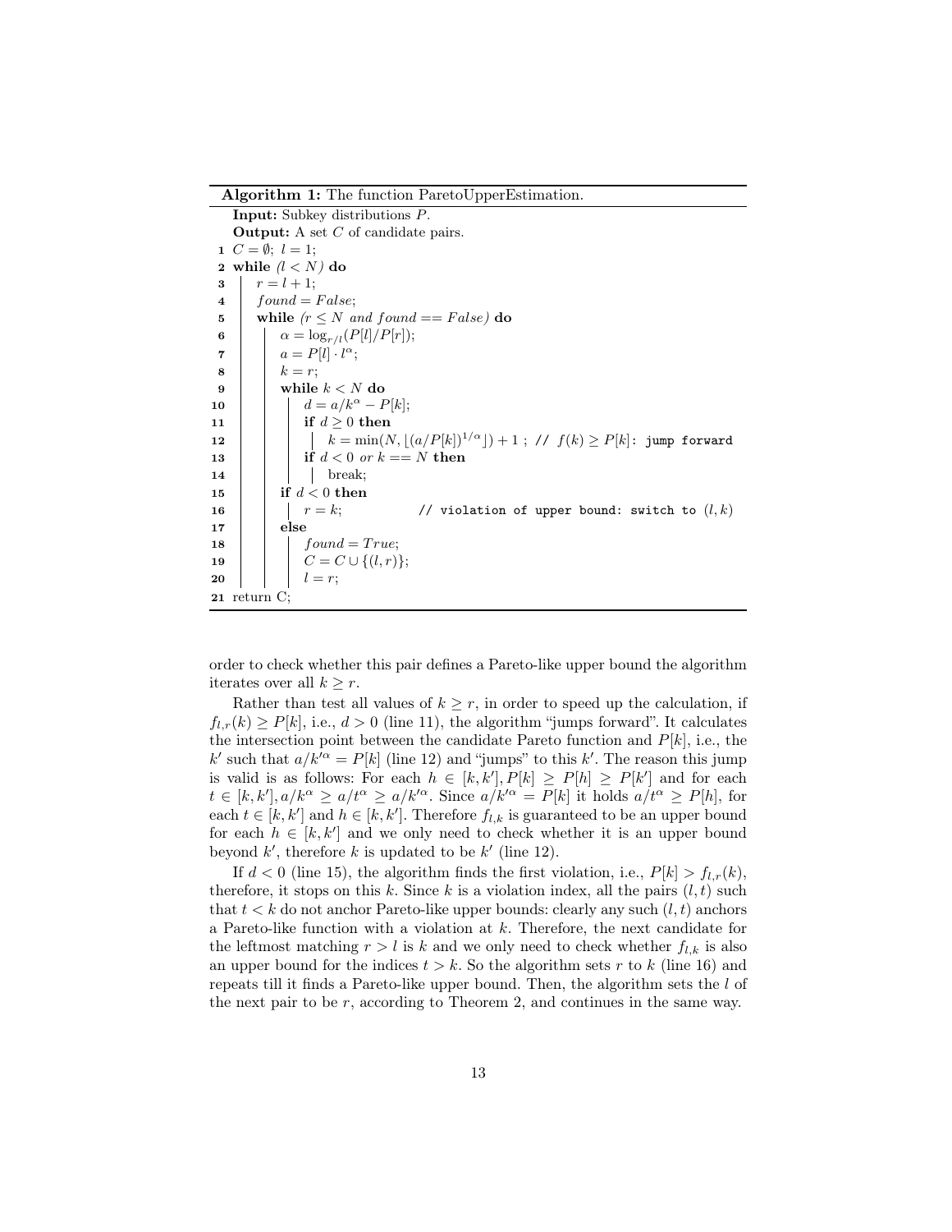**Algorithm 1:** The function ParetoUpperEstimation.

```
Input: Subkey distributions P.
Output: A set C of candidate pairs.
1  C = ∅; l = 1;
2  while (l < N) do
3      r = l + 1;
4      found = False;
5      while (r ≤ N and found == False) do
6          α = log_{r/l}(P[l]/P[r]);
7          a = P[l] · l^α;
8          k = r;
9          while k < N do
10             d = a/k^α − P[k];
11             if d ≥ 0 then
12                 k = min(N, ⌊(a/P[k])^{1/α}⌋) + 1 ; // f(k) ≥ P[k]: jump forward
13             if d < 0 or k == N then
14                 break;
15         if d < 0 then
16             r = k;            // violation of upper bound: switch to (l, k)
17         else
18             found = True;
19             C = C ∪ {(l, r)};
20             l = r;
21 return C;
```

order to check whether this pair defines a Pareto-like upper bound the algorithm iterates over all $k \geq r$.

Rather than test all values of $k \geq r$, in order to speed up the calculation, if $f_{l,r}(k) \geq P[k]$, i.e., $d > 0$ (line 11), the algorithm "jumps forward". It calculates the intersection point between the candidate Pareto function and $P[k]$, i.e., the $k'$ such that $a/k'^{\alpha} = P[k]$ (line 12) and "jumps" to this $k'$. The reason this jump is valid is as follows: For each $h \in [k, k'], P[k] \geq P[h] \geq P[k']$ and for each $t \in [k, k'], a/k^{\alpha} \geq a/t^{\alpha} \geq a/k'^{\alpha}$. Since $a/k'^{\alpha} = P[k]$ it holds $a/t^{\alpha} \geq P[h]$, for each $t \in [k, k']$ and $h \in [k, k']$. Therefore $f_{l,k}$ is guaranteed to be an upper bound for each $h \in [k, k']$ and we only need to check whether it is an upper bound beyond $k'$, therefore $k$ is updated to be $k'$ (line 12).

If $d < 0$ (line 15), the algorithm finds the first violation, i.e., $P[k] > f_{l,r}(k)$, therefore, it stops on this $k$. Since $k$ is a violation index, all the pairs $(l, t)$ such that $t < k$ do not anchor Pareto-like upper bounds: clearly any such $(l, t)$ anchors a Pareto-like function with a violation at $k$. Therefore, the next candidate for the leftmost matching $r > l$ is $k$ and we only need to check whether $f_{l,k}$ is also an upper bound for the indices $t > k$. So the algorithm sets $r$ to $k$ (line 16) and repeats till it finds a Pareto-like upper bound. Then, the algorithm sets the $l$ of the next pair to be $r$, according to Theorem 2, and continues in the same way.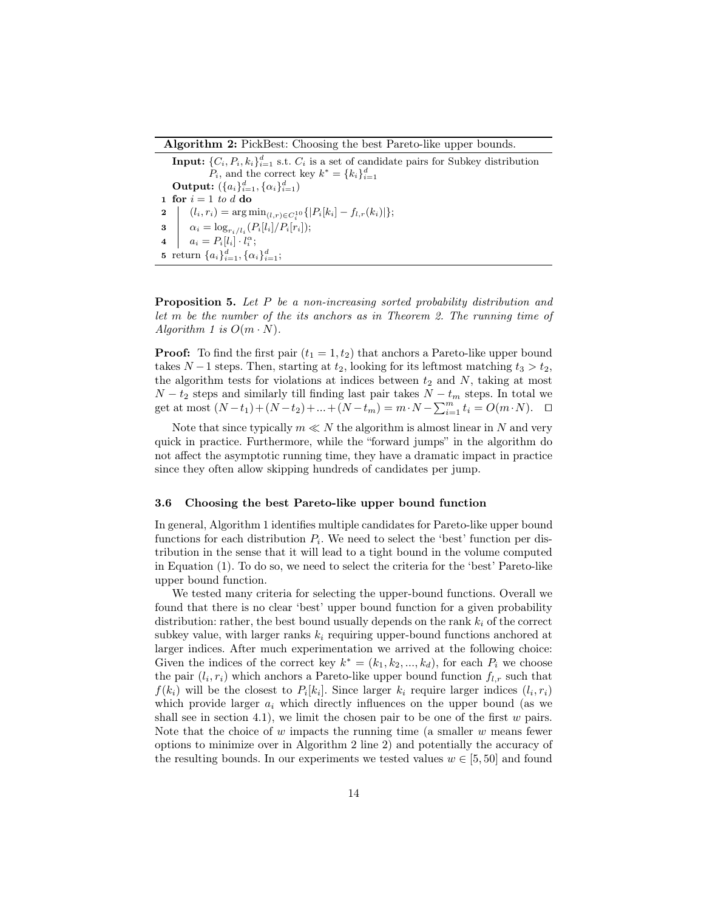**Algorithm 2:** PickBest: Choosing the best Pareto-like upper bounds.

**Input:** $\{C_i, P_i, k_i\}_{i=1}^d$ s.t. $C_i$ is a set of candidate pairs for Subkey distribution $P_i$, and the correct key $k^* = \{k_i\}_{i=1}^d$

**Output:** $(\{a_i\}_{i=1}^d, \{\alpha_i\}_{i=1}^d)$

```
1 for i = 1 to d do
2     (l_i, r_i) = argmin_{(l,r) ∈ C_i^{10}} {|P_i[k_i] − f_{l,r}(k_i)|};
3     α_i = log_{r_i/l_i}(P_i[l_i]/P_i[r_i]);
4     a_i = P_i[l_i] · l_i^α;
5 return {a_i}_{i=1}^d, {α_i}_{i=1}^d;
```

**Proposition 5.** *Let $P$ be a non-increasing sorted probability distribution and let $m$ be the number of the its anchors as in Theorem 2. The running time of Algorithm 1 is $O(m \cdot N)$.*

**Proof:** To find the first pair $(t_1 = 1, t_2)$ that anchors a Pareto-like upper bound takes $N-1$ steps. Then, starting at $t_2$, looking for its leftmost matching $t_3 > t_2$, the algorithm tests for violations at indices between $t_2$ and $N$, taking at most $N - t_2$ steps and similarly till finding last pair takes $N - t_m$ steps. In total we get at most $(N-t_1)+(N-t_2)+...+(N-t_m) = m \cdot N - \sum_{i=1}^{m} t_i = O(m \cdot N)$. □

Note that since typically $m \ll N$ the algorithm is almost linear in $N$ and very quick in practice. Furthermore, while the "forward jumps" in the algorithm do not affect the asymptotic running time, they have a dramatic impact in practice since they often allow skipping hundreds of candidates per jump.

### 3.6 Choosing the best Pareto-like upper bound function

In general, Algorithm 1 identifies multiple candidates for Pareto-like upper bound functions for each distribution $P_i$. We need to select the 'best' function per distribution in the sense that it will lead to a tight bound in the volume computed in Equation (1). To do so, we need to select the criteria for the 'best' Pareto-like upper bound function.

We tested many criteria for selecting the upper-bound functions. Overall we found that there is no clear 'best' upper bound function for a given probability distribution: rather, the best bound usually depends on the rank $k_i$ of the correct subkey value, with larger ranks $k_i$ requiring upper-bound functions anchored at larger indices. After much experimentation we arrived at the following choice: Given the indices of the correct key $k^* = (k_1, k_2, ..., k_d)$, for each $P_i$ we choose the pair $(l_i, r_i)$ which anchors a Pareto-like upper bound function $f_{l,r}$ such that $f(k_i)$ will be the closest to $P_i[k_i]$. Since larger $k_i$ require larger indices $(l_i, r_i)$ which provide larger $a_i$ which directly influences on the upper bound (as we shall see in section 4.1), we limit the chosen pair to be one of the first $w$ pairs. Note that the choice of $w$ impacts the running time (a smaller $w$ means fewer options to minimize over in Algorithm 2 line 2) and potentially the accuracy of the resulting bounds. In our experiments we tested values $w \in [5, 50]$ and found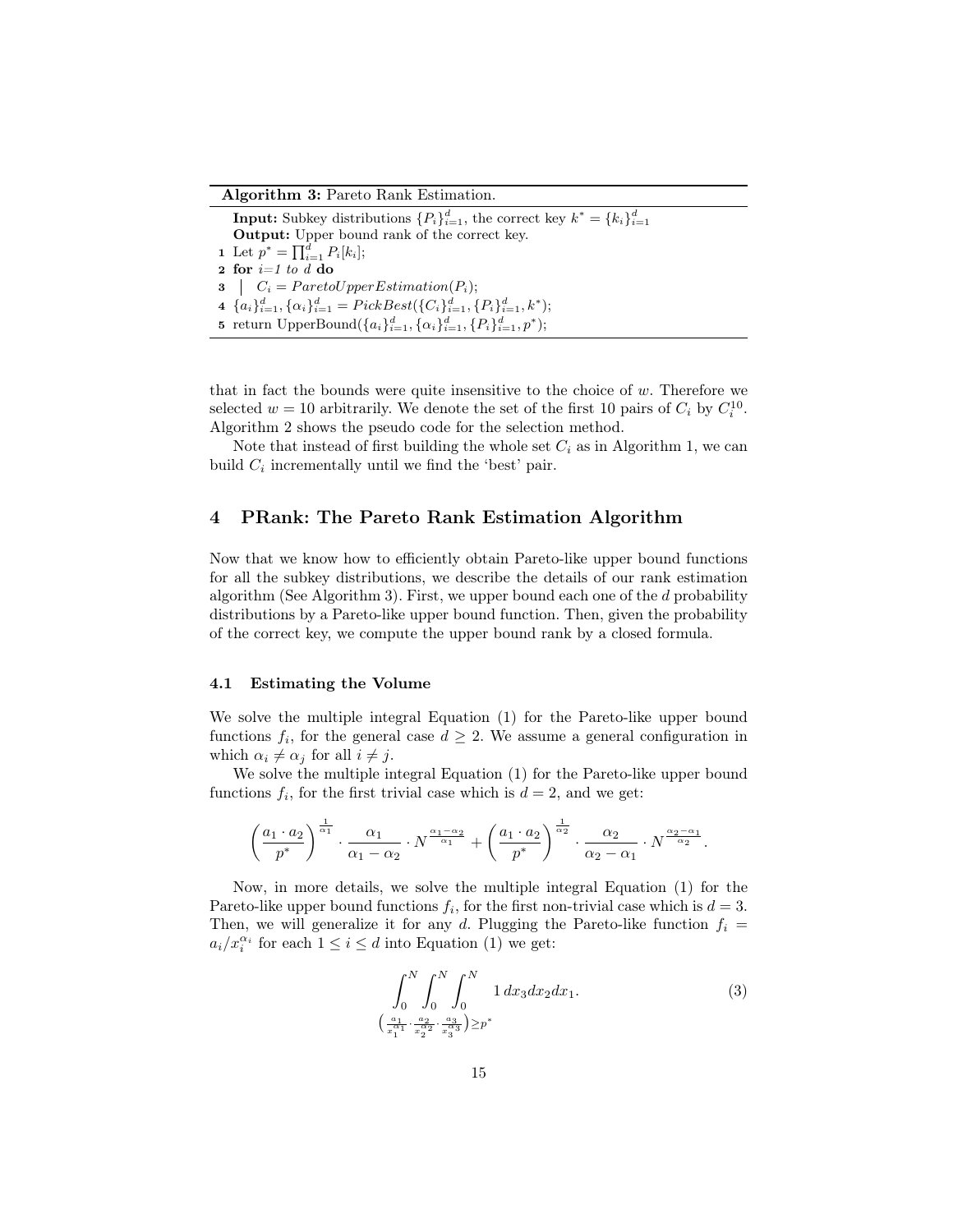**Algorithm 3:** Pareto Rank Estimation.

**Input:** Subkey distributions $\{P_i\}_{i=1}^d$, the correct key $k^* = \{k_i\}_{i=1}^d$
**Output:** Upper bound rank of the correct key.

1. Let $p^* = \prod_{i=1}^d P_i[k_i]$;
2. **for** *i=1 to d* **do**
3. $\quad C_i = ParetoUpperEstimation(P_i)$;
4. $\{a_i\}_{i=1}^d, \{\alpha_i\}_{i=1}^d = PickBest(\{C_i\}_{i=1}^d, \{P_i\}_{i=1}^d, k^*)$;
5. return UpperBound$(\{a_i\}_{i=1}^d, \{\alpha_i\}_{i=1}^d, \{P_i\}_{i=1}^d, p^*)$;

that in fact the bounds were quite insensitive to the choice of $w$. Therefore we selected $w = 10$ arbitrarily. We denote the set of the first 10 pairs of $C_i$ by $C_i^{10}$. Algorithm 2 shows the pseudo code for the selection method.

Note that instead of first building the whole set $C_i$ as in Algorithm 1, we can build $C_i$ incrementally until we find the 'best' pair.

## 4 PRank: The Pareto Rank Estimation Algorithm

Now that we know how to efficiently obtain Pareto-like upper bound functions for all the subkey distributions, we describe the details of our rank estimation algorithm (See Algorithm 3). First, we upper bound each one of the $d$ probability distributions by a Pareto-like upper bound function. Then, given the probability of the correct key, we compute the upper bound rank by a closed formula.

### 4.1 Estimating the Volume

We solve the multiple integral Equation (1) for the Pareto-like upper bound functions $f_i$, for the general case $d \geq 2$. We assume a general configuration in which $\alpha_i \neq \alpha_j$ for all $i \neq j$.

We solve the multiple integral Equation (1) for the Pareto-like upper bound functions $f_i$, for the first trivial case which is $d = 2$, and we get:

$$\left(\frac{a_1 \cdot a_2}{p^*}\right)^{\frac{1}{\alpha_1}} \cdot \frac{\alpha_1}{\alpha_1 - \alpha_2} \cdot N^{\frac{\alpha_1 - \alpha_2}{\alpha_1}} + \left(\frac{a_1 \cdot a_2}{p^*}\right)^{\frac{1}{\alpha_2}} \cdot \frac{\alpha_2}{\alpha_2 - \alpha_1} \cdot N^{\frac{\alpha_2 - \alpha_1}{\alpha_2}}.$$

Now, in more details, we solve the multiple integral Equation (1) for the Pareto-like upper bound functions $f_i$, for the first non-trivial case which is $d = 3$. Then, we will generalize it for any $d$. Plugging the Pareto-like function $f_i = a_i/x_i^{\alpha_i}$ for each $1 \leq i \leq d$ into Equation (1) we get:

$$\underset{\left(\frac{a_1}{x_1^{\alpha_1}} \cdot \frac{a_2}{x_2^{\alpha_2}} \cdot \frac{a_3}{x_3^{\alpha_3}}\right) \geq p^*}{\int_0^N \int_0^N \int_0^N} 1 \, dx_3 dx_2 dx_1. \tag{3}$$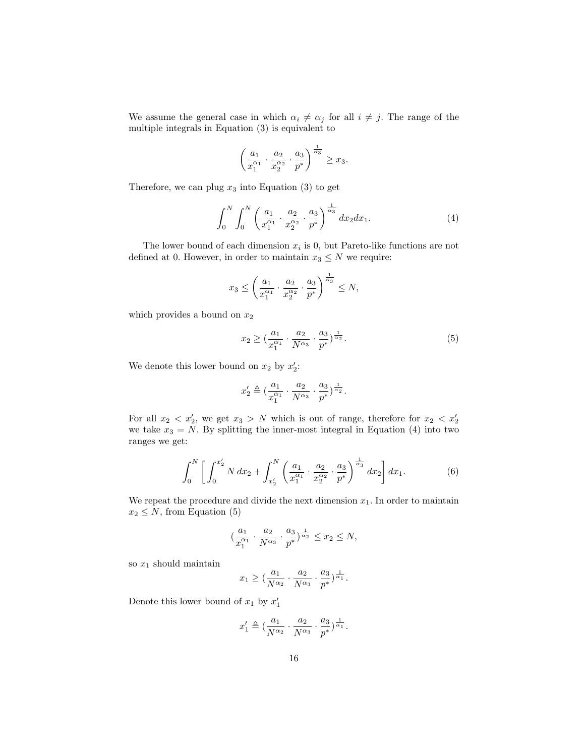We assume the general case in which $\alpha_i \neq \alpha_j$ for all $i \neq j$. The range of the multiple integrals in Equation (3) is equivalent to

$$\left( \frac{a_1}{x_1^{\alpha_1}} \cdot \frac{a_2}{x_2^{\alpha_2}} \cdot \frac{a_3}{p^*} \right)^{\frac{1}{\alpha_3}} \geq x_3.$$

Therefore, we can plug $x_3$ into Equation (3) to get

$$\int_0^N \int_0^N \left( \frac{a_1}{x_1^{\alpha_1}} \cdot \frac{a_2}{x_2^{\alpha_2}} \cdot \frac{a_3}{p^*} \right)^{\frac{1}{\alpha_3}} dx_2 dx_1. \tag{4}$$

The lower bound of each dimension $x_i$ is 0, but Pareto-like functions are not defined at 0. However, in order to maintain $x_3 \leq N$ we require:

$$x_3 \leq \left( \frac{a_1}{x_1^{\alpha_1}} \cdot \frac{a_2}{x_2^{\alpha_2}} \cdot \frac{a_3}{p^*} \right)^{\frac{1}{\alpha_3}} \leq N,$$

which provides a bound on $x_2$

$$x_2 \geq \left( \frac{a_1}{x_1^{\alpha_1}} \cdot \frac{a_2}{N^{\alpha_3}} \cdot \frac{a_3}{p^*} \right)^{\frac{1}{\alpha_2}}. \tag{5}$$

We denote this lower bound on $x_2$ by $x_2'$:

$$x_2' \triangleq \left( \frac{a_1}{x_1^{\alpha_1}} \cdot \frac{a_2}{N^{\alpha_3}} \cdot \frac{a_3}{p^*} \right)^{\frac{1}{\alpha_2}}.$$

For all $x_2 < x_2'$, we get $x_3 > N$ which is out of range, therefore for $x_2 < x_2'$ we take $x_3 = N$. By splitting the inner-most integral in Equation (4) into two ranges we get:

$$\int_0^N \left[ \int_0^{x_2'} N \, dx_2 + \int_{x_2'}^N \left( \frac{a_1}{x_1^{\alpha_1}} \cdot \frac{a_2}{x_2^{\alpha_2}} \cdot \frac{a_3}{p^*} \right)^{\frac{1}{\alpha_3}} dx_2 \right] dx_1. \tag{6}$$

We repeat the procedure and divide the next dimension $x_1$. In order to maintain $x_2 \leq N$, from Equation (5)

$$\left( \frac{a_1}{x_1^{\alpha_1}} \cdot \frac{a_2}{N^{\alpha_3}} \cdot \frac{a_3}{p^*} \right)^{\frac{1}{\alpha_2}} \leq x_2 \leq N,$$

so $x_1$ should maintain

$$x_1 \geq \left( \frac{a_1}{N^{\alpha_2}} \cdot \frac{a_2}{N^{\alpha_3}} \cdot \frac{a_3}{p^*} \right)^{\frac{1}{\alpha_1}}.$$

Denote this lower bound of $x_1$ by $x_1'$

$$x_1' \triangleq \left( \frac{a_1}{N^{\alpha_2}} \cdot \frac{a_2}{N^{\alpha_3}} \cdot \frac{a_3}{p^*} \right)^{\frac{1}{\alpha_1}}.$$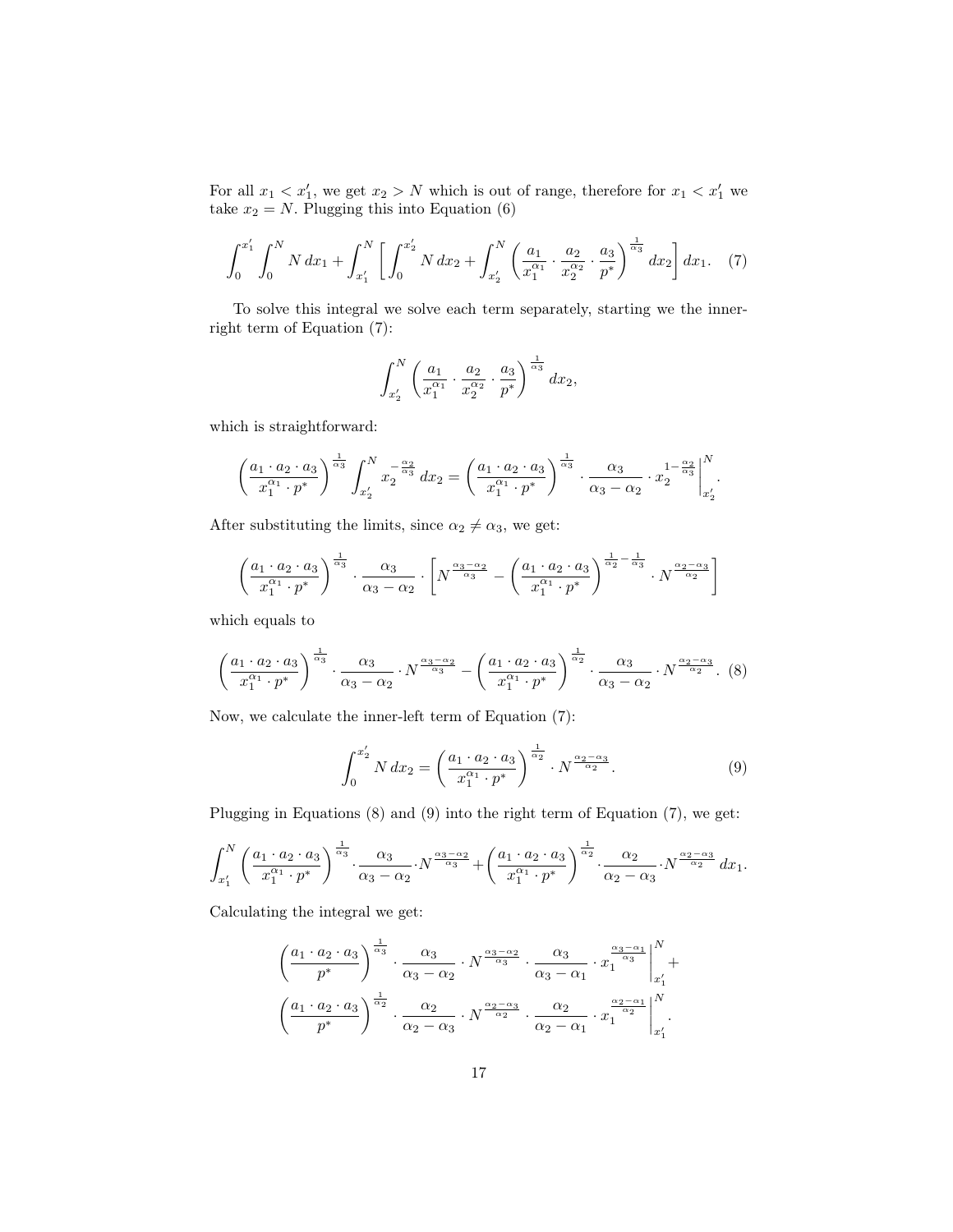For all $x_1 < x_1'$, we get $x_2 > N$ which is out of range, therefore for $x_1 < x_1'$ we take $x_2 = N$. Plugging this into Equation (6)

$$\int_0^{x_1'} \int_0^N N \, dx_1 + \int_{x_1'}^N \left[ \int_0^{x_2'} N \, dx_2 + \int_{x_2'}^N \left( \frac{a_1}{x_1^{\alpha_1}} \cdot \frac{a_2}{x_2^{\alpha_2}} \cdot \frac{a_3}{p^*} \right)^{\frac{1}{\alpha_3}} dx_2 \right] dx_1. \quad (7)$$

To solve this integral we solve each term separately, starting we the inner-right term of Equation (7):

$$\int_{x_2'}^N \left( \frac{a_1}{x_1^{\alpha_1}} \cdot \frac{a_2}{x_2^{\alpha_2}} \cdot \frac{a_3}{p^*} \right)^{\frac{1}{\alpha_3}} dx_2,$$

which is straightforward:

$$\left( \frac{a_1 \cdot a_2 \cdot a_3}{x_1^{\alpha_1} \cdot p^*} \right)^{\frac{1}{\alpha_3}} \int_{x_2'}^N x_2^{-\frac{\alpha_2}{\alpha_3}} \, dx_2 = \left( \frac{a_1 \cdot a_2 \cdot a_3}{x_1^{\alpha_1} \cdot p^*} \right)^{\frac{1}{\alpha_3}} \cdot \frac{\alpha_3}{\alpha_3 - \alpha_2} \cdot x_2^{1 - \frac{\alpha_2}{\alpha_3}} \Bigg|_{x_2'}^N.$$

After substituting the limits, since $\alpha_2 \neq \alpha_3$, we get:

$$\left( \frac{a_1 \cdot a_2 \cdot a_3}{x_1^{\alpha_1} \cdot p^*} \right)^{\frac{1}{\alpha_3}} \cdot \frac{\alpha_3}{\alpha_3 - \alpha_2} \cdot \left[ N^{\frac{\alpha_3 - \alpha_2}{\alpha_3}} - \left( \frac{a_1 \cdot a_2 \cdot a_3}{x_1^{\alpha_1} \cdot p^*} \right)^{\frac{1}{\alpha_2} - \frac{1}{\alpha_3}} \cdot N^{\frac{\alpha_2 - \alpha_3}{\alpha_2}} \right]$$

which equals to

$$\left( \frac{a_1 \cdot a_2 \cdot a_3}{x_1^{\alpha_1} \cdot p^*} \right)^{\frac{1}{\alpha_3}} \cdot \frac{\alpha_3}{\alpha_3 - \alpha_2} \cdot N^{\frac{\alpha_3 - \alpha_2}{\alpha_3}} - \left( \frac{a_1 \cdot a_2 \cdot a_3}{x_1^{\alpha_1} \cdot p^*} \right)^{\frac{1}{\alpha_2}} \cdot \frac{\alpha_3}{\alpha_3 - \alpha_2} \cdot N^{\frac{\alpha_2 - \alpha_3}{\alpha_2}}. \quad (8)$$

Now, we calculate the inner-left term of Equation (7):

$$\int_0^{x_2'} N \, dx_2 = \left( \frac{a_1 \cdot a_2 \cdot a_3}{x_1^{\alpha_1} \cdot p^*} \right)^{\frac{1}{\alpha_2}} \cdot N^{\frac{\alpha_2 - \alpha_3}{\alpha_2}}. \quad (9)$$

Plugging in Equations (8) and (9) into the right term of Equation (7), we get:

$$\int_{x_1'}^N \left( \frac{a_1 \cdot a_2 \cdot a_3}{x_1^{\alpha_1} \cdot p^*} \right)^{\frac{1}{\alpha_3}} \cdot \frac{\alpha_3}{\alpha_3 - \alpha_2} \cdot N^{\frac{\alpha_3 - \alpha_2}{\alpha_3}} + \left( \frac{a_1 \cdot a_2 \cdot a_3}{x_1^{\alpha_1} \cdot p^*} \right)^{\frac{1}{\alpha_2}} \cdot \frac{\alpha_2}{\alpha_2 - \alpha_3} \cdot N^{\frac{\alpha_2 - \alpha_3}{\alpha_2}} \, dx_1.$$

Calculating the integral we get:

$$\left( \frac{a_1 \cdot a_2 \cdot a_3}{p^*} \right)^{\frac{1}{\alpha_3}} \cdot \frac{\alpha_3}{\alpha_3 - \alpha_2} \cdot N^{\frac{\alpha_3 - \alpha_2}{\alpha_3}} \cdot \frac{\alpha_3}{\alpha_3 - \alpha_1} \cdot x_1^{\frac{\alpha_3 - \alpha_1}{\alpha_3}} \Bigg|_{x_1'}^N +$$
$$\left( \frac{a_1 \cdot a_2 \cdot a_3}{p^*} \right)^{\frac{1}{\alpha_2}} \cdot \frac{\alpha_2}{\alpha_2 - \alpha_3} \cdot N^{\frac{\alpha_2 - \alpha_3}{\alpha_2}} \cdot \frac{\alpha_2}{\alpha_2 - \alpha_1} \cdot x_1^{\frac{\alpha_2 - \alpha_1}{\alpha_2}} \Bigg|_{x_1'}^N.$$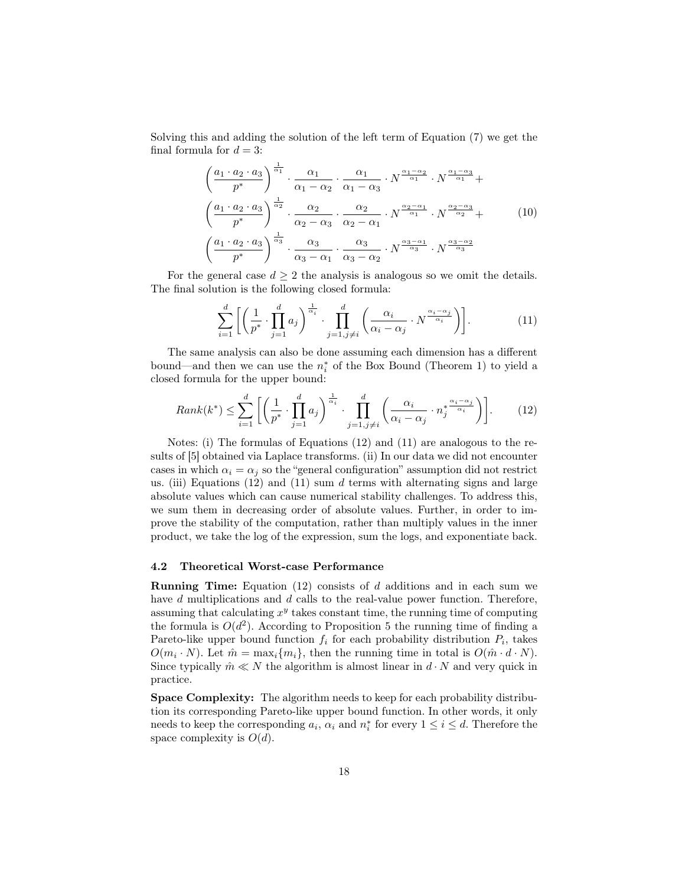Solving this and adding the solution of the left term of Equation (7) we get the final formula for $d = 3$:

$$
\begin{aligned}
&\left(\frac{a_1 \cdot a_2 \cdot a_3}{p^*}\right)^{\frac{1}{\alpha_1}} \cdot \frac{\alpha_1}{\alpha_1 - \alpha_2} \cdot \frac{\alpha_1}{\alpha_1 - \alpha_3} \cdot N^{\frac{\alpha_1 - \alpha_2}{\alpha_1}} \cdot N^{\frac{\alpha_1 - \alpha_3}{\alpha_1}} + \\
&\left(\frac{a_1 \cdot a_2 \cdot a_3}{p^*}\right)^{\frac{1}{\alpha_2}} \cdot \frac{\alpha_2}{\alpha_2 - \alpha_3} \cdot \frac{\alpha_2}{\alpha_2 - \alpha_1} \cdot N^{\frac{\alpha_2 - \alpha_1}{\alpha_1}} \cdot N^{\frac{\alpha_2 - \alpha_3}{\alpha_2}} + \\
&\left(\frac{a_1 \cdot a_2 \cdot a_3}{p^*}\right)^{\frac{1}{\alpha_3}} \cdot \frac{\alpha_3}{\alpha_3 - \alpha_1} \cdot \frac{\alpha_3}{\alpha_3 - \alpha_2} \cdot N^{\frac{\alpha_3 - \alpha_1}{\alpha_3}} \cdot N^{\frac{\alpha_3 - \alpha_2}{\alpha_3}}
\end{aligned}
\tag{10}
$$

For the general case $d \geq 2$ the analysis is analogous so we omit the details. The final solution is the following closed formula:

$$
\sum_{i=1}^{d} \left[ \left( \frac{1}{p^*} \cdot \prod_{j=1}^{d} a_j \right)^{\frac{1}{\alpha_i}} \cdot \prod_{j=1, j \neq i}^{d} \left( \frac{\alpha_i}{\alpha_i - \alpha_j} \cdot N^{\frac{\alpha_i - \alpha_j}{\alpha_i}} \right) \right]. \tag{11}
$$

The same analysis can also be done assuming each dimension has a different bound—and then we can use the $n_i^*$ of the Box Bound (Theorem 1) to yield a closed formula for the upper bound:

$$
Rank(k^*) \leq \sum_{i=1}^{d} \left[ \left( \frac{1}{p^*} \cdot \prod_{j=1}^{d} a_j \right)^{\frac{1}{\alpha_i}} \cdot \prod_{j=1, j \neq i}^{d} \left( \frac{\alpha_i}{\alpha_i - \alpha_j} \cdot {n_j^*}^{\frac{\alpha_i - \alpha_j}{\alpha_i}} \right) \right]. \tag{12}
$$

Notes: (i) The formulas of Equations (12) and (11) are analogous to the results of [5] obtained via Laplace transforms. (ii) In our data we did not encounter cases in which $\alpha_i = \alpha_j$ so the "general configuration" assumption did not restrict us. (iii) Equations (12) and (11) sum $d$ terms with alternating signs and large absolute values which can cause numerical stability challenges. To address this, we sum them in decreasing order of absolute values. Further, in order to improve the stability of the computation, rather than multiply values in the inner product, we take the log of the expression, sum the logs, and exponentiate back.

### 4.2 Theoretical Worst-case Performance

**Running Time:** Equation (12) consists of $d$ additions and in each sum we have $d$ multiplications and $d$ calls to the real-value power function. Therefore, assuming that calculating $x^y$ takes constant time, the running time of computing the formula is $O(d^2)$. According to Proposition 5 the running time of finding a Pareto-like upper bound function $f_i$ for each probability distribution $P_i$, takes $O(m_i \cdot N)$. Let $\hat{m} = \max_i\{m_i\}$, then the running time in total is $O(\hat{m} \cdot d \cdot N)$. Since typically $\hat{m} \ll N$ the algorithm is almost linear in $d \cdot N$ and very quick in practice.

**Space Complexity:** The algorithm needs to keep for each probability distribution its corresponding Pareto-like upper bound function. In other words, it only needs to keep the corresponding $a_i$, $\alpha_i$ and $n_i^*$ for every $1 \leq i \leq d$. Therefore the space complexity is $O(d)$.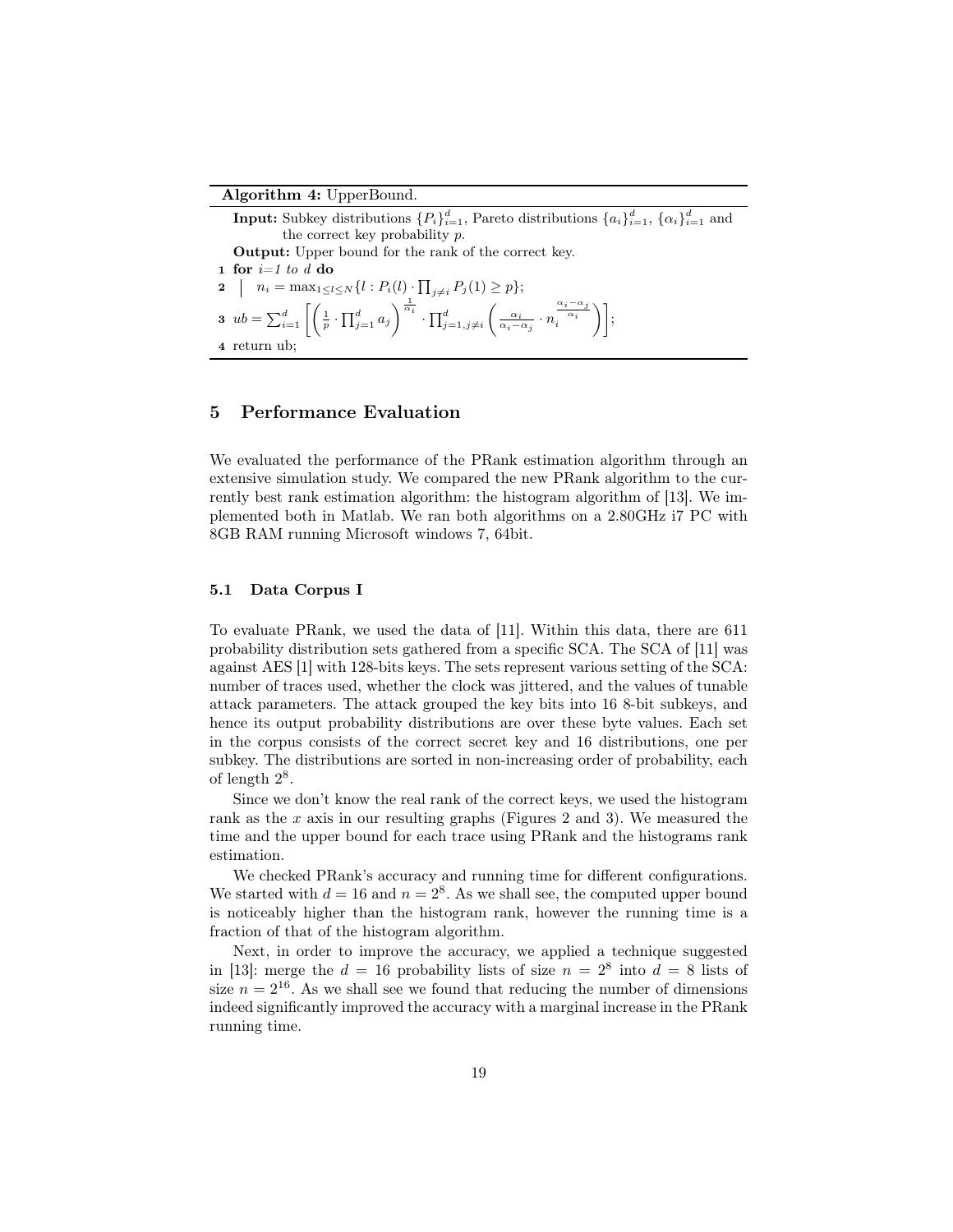**Algorithm 4:** UpperBound.

**Input:** Subkey distributions $\{P_i\}_{i=1}^d$, Pareto distributions $\{a_i\}_{i=1}^d$, $\{\alpha_i\}_{i=1}^d$ and the correct key probability $p$.

**Output:** Upper bound for the rank of the correct key.

1 **for** $i$=1 *to* $d$ **do**

2 $\quad n_i = \max_{1 \le l \le N}\{l : P_i(l) \cdot \prod_{j \ne i} P_j(1) \ge p\}$;

3 $ub = \sum_{i=1}^d \left[ \left( \frac{1}{p} \cdot \prod_{j=1}^d a_j \right)^{\frac{1}{\alpha_i}} \cdot \prod_{j=1, j\ne i}^d \left( \frac{\alpha_i}{\alpha_i - \alpha_j} \cdot n_i^{\frac{\alpha_i - \alpha_j}{\alpha_i}} \right) \right]$;

4 return ub;

## 5 Performance Evaluation

We evaluated the performance of the PRank estimation algorithm through an extensive simulation study. We compared the new PRank algorithm to the currently best rank estimation algorithm: the histogram algorithm of [13]. We implemented both in Matlab. We ran both algorithms on a 2.80GHz i7 PC with 8GB RAM running Microsoft windows 7, 64bit.

### 5.1 Data Corpus I

To evaluate PRank, we used the data of [11]. Within this data, there are 611 probability distribution sets gathered from a specific SCA. The SCA of [11] was against AES [1] with 128-bits keys. The sets represent various setting of the SCA: number of traces used, whether the clock was jittered, and the values of tunable attack parameters. The attack grouped the key bits into 16 8-bit subkeys, and hence its output probability distributions are over these byte values. Each set in the corpus consists of the correct secret key and 16 distributions, one per subkey. The distributions are sorted in non-increasing order of probability, each of length $2^8$.

Since we don't know the real rank of the correct keys, we used the histogram rank as the $x$ axis in our resulting graphs (Figures 2 and 3). We measured the time and the upper bound for each trace using PRank and the histograms rank estimation.

We checked PRank's accuracy and running time for different configurations. We started with $d = 16$ and $n = 2^8$. As we shall see, the computed upper bound is noticeably higher than the histogram rank, however the running time is a fraction of that of the histogram algorithm.

Next, in order to improve the accuracy, we applied a technique suggested in [13]: merge the $d = 16$ probability lists of size $n = 2^8$ into $d = 8$ lists of size $n = 2^{16}$. As we shall see we found that reducing the number of dimensions indeed significantly improved the accuracy with a marginal increase in the PRank running time.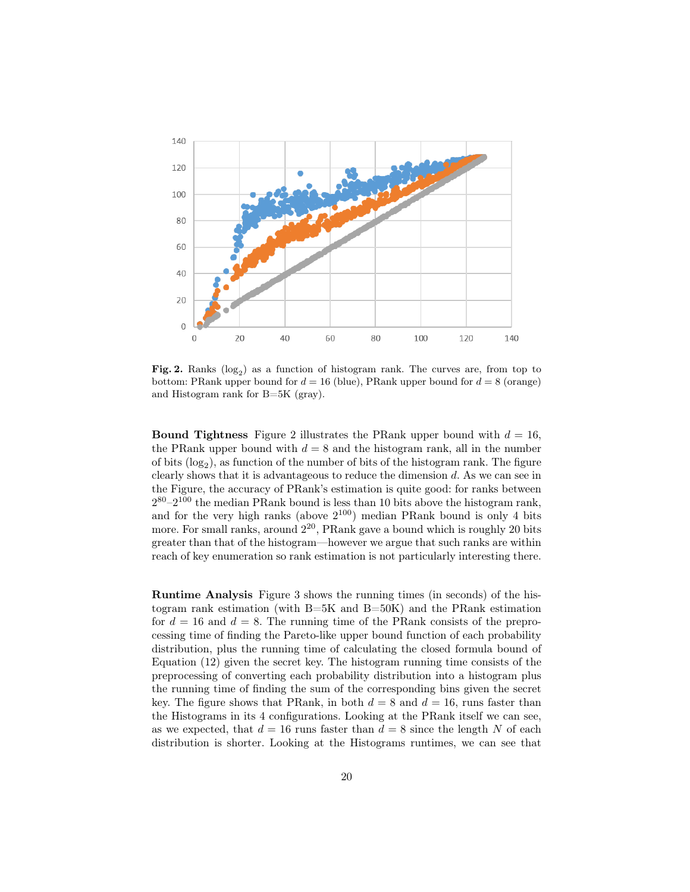**Fig. 2.** Ranks ($\log_2$) as a function of histogram rank. The curves are, from top to bottom: PRank upper bound for $d = 16$ (blue), PRank upper bound for $d = 8$ (orange) and Histogram rank for B=5K (gray).

**Bound Tightness** Figure 2 illustrates the PRank upper bound with $d = 16$, the PRank upper bound with $d = 8$ and the histogram rank, all in the number of bits ($\log_2$), as function of the number of bits of the histogram rank. The figure clearly shows that it is advantageous to reduce the dimension $d$. As we can see in the Figure, the accuracy of PRank's estimation is quite good: for ranks between $2^{80}$–$2^{100}$ the median PRank bound is less than 10 bits above the histogram rank, and for the very high ranks (above $2^{100}$) median PRank bound is only 4 bits more. For small ranks, around $2^{20}$, PRank gave a bound which is roughly 20 bits greater than that of the histogram—however we argue that such ranks are within reach of key enumeration so rank estimation is not particularly interesting there.

**Runtime Analysis** Figure 3 shows the running times (in seconds) of the histogram rank estimation (with B=5K and B=50K) and the PRank estimation for $d = 16$ and $d = 8$. The running time of the PRank consists of the preprocessing time of finding the Pareto-like upper bound function of each probability distribution, plus the running time of calculating the closed formula bound of Equation (12) given the secret key. The histogram running time consists of the preprocessing of converting each probability distribution into a histogram plus the running time of finding the sum of the corresponding bins given the secret key. The figure shows that PRank, in both $d = 8$ and $d = 16$, runs faster than the Histograms in its 4 configurations. Looking at the PRank itself we can see, as we expected, that $d = 16$ runs faster than $d = 8$ since the length $N$ of each distribution is shorter. Looking at the Histograms runtimes, we can see that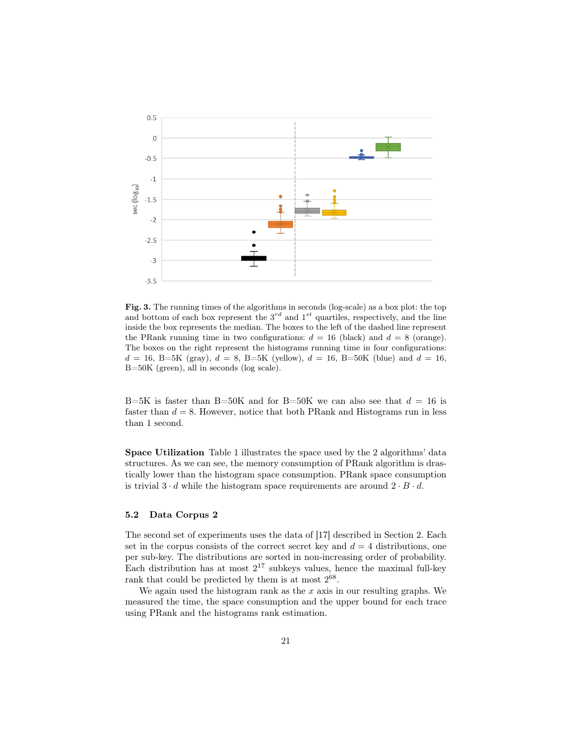**Fig. 3.** The running times of the algorithms in seconds (log-scale) as a box plot: the top and bottom of each box represent the $3^{rd}$ and $1^{st}$ quartiles, respectively, and the line inside the box represents the median. The boxes to the left of the dashed line represent the PRank running time in two configurations: $d = 16$ (black) and $d = 8$ (orange). The boxes on the right represent the histograms running time in four configurations: $d = 16$, B=5K (gray), $d = 8$, B=5K (yellow), $d = 16$, B=50K (blue) and $d = 16$, B=50K (green), all in seconds (log scale).

B=5K is faster than B=50K and for B=50K we can also see that $d = 16$ is faster than $d = 8$. However, notice that both PRank and Histograms run in less than 1 second.

**Space Utilization** Table 1 illustrates the space used by the 2 algorithms' data structures. As we can see, the memory consumption of PRank algorithm is drastically lower than the histogram space consumption. PRank space consumption is trivial $3 \cdot d$ while the histogram space requirements are around $2 \cdot B \cdot d$.

### 5.2 Data Corpus 2

The second set of experiments uses the data of [17] described in Section 2. Each set in the corpus consists of the correct secret key and $d = 4$ distributions, one per sub-key. The distributions are sorted in non-increasing order of probability. Each distribution has at most $2^{17}$ subkeys values, hence the maximal full-key rank that could be predicted by them is at most $2^{68}$.

We again used the histogram rank as the $x$ axis in our resulting graphs. We measured the time, the space consumption and the upper bound for each trace using PRank and the histograms rank estimation.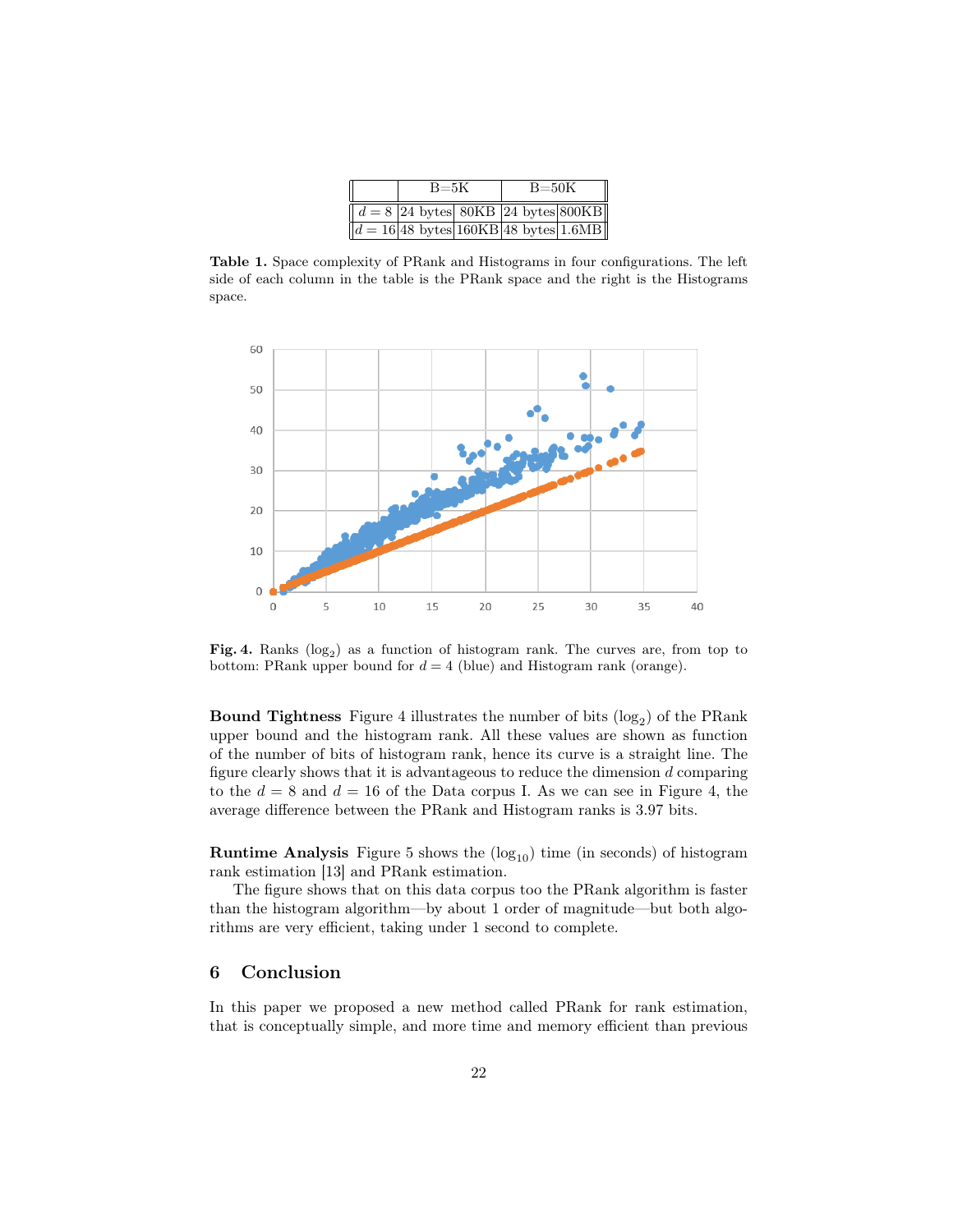| | B=5K | | B=50K | |
|---|---|---|---|---|
| $d = 8$ | 24 bytes | 80KB | 24 bytes | 800KB |
| $d = 16$ | 48 bytes | 160KB | 48 bytes | 1.6MB |

**Table 1.** Space complexity of PRank and Histograms in four configurations. The left side of each column in the table is the PRank space and the right is the Histograms space.

**Fig. 4.** Ranks ($\log_2$) as a function of histogram rank. The curves are, from top to bottom: PRank upper bound for $d = 4$ (blue) and Histogram rank (orange).

**Bound Tightness** Figure 4 illustrates the number of bits ($\log_2$) of the PRank upper bound and the histogram rank. All these values are shown as function of the number of bits of histogram rank, hence its curve is a straight line. The figure clearly shows that it is advantageous to reduce the dimension $d$ comparing to the $d = 8$ and $d = 16$ of the Data corpus I. As we can see in Figure 4, the average difference between the PRank and Histogram ranks is 3.97 bits.

**Runtime Analysis** Figure 5 shows the ($\log_{10}$) time (in seconds) of histogram rank estimation [13] and PRank estimation.

The figure shows that on this data corpus too the PRank algorithm is faster than the histogram algorithm—by about 1 order of magnitude—but both algorithms are very efficient, taking under 1 second to complete.

## 6 Conclusion

In this paper we proposed a new method called PRank for rank estimation, that is conceptually simple, and more time and memory efficient than previous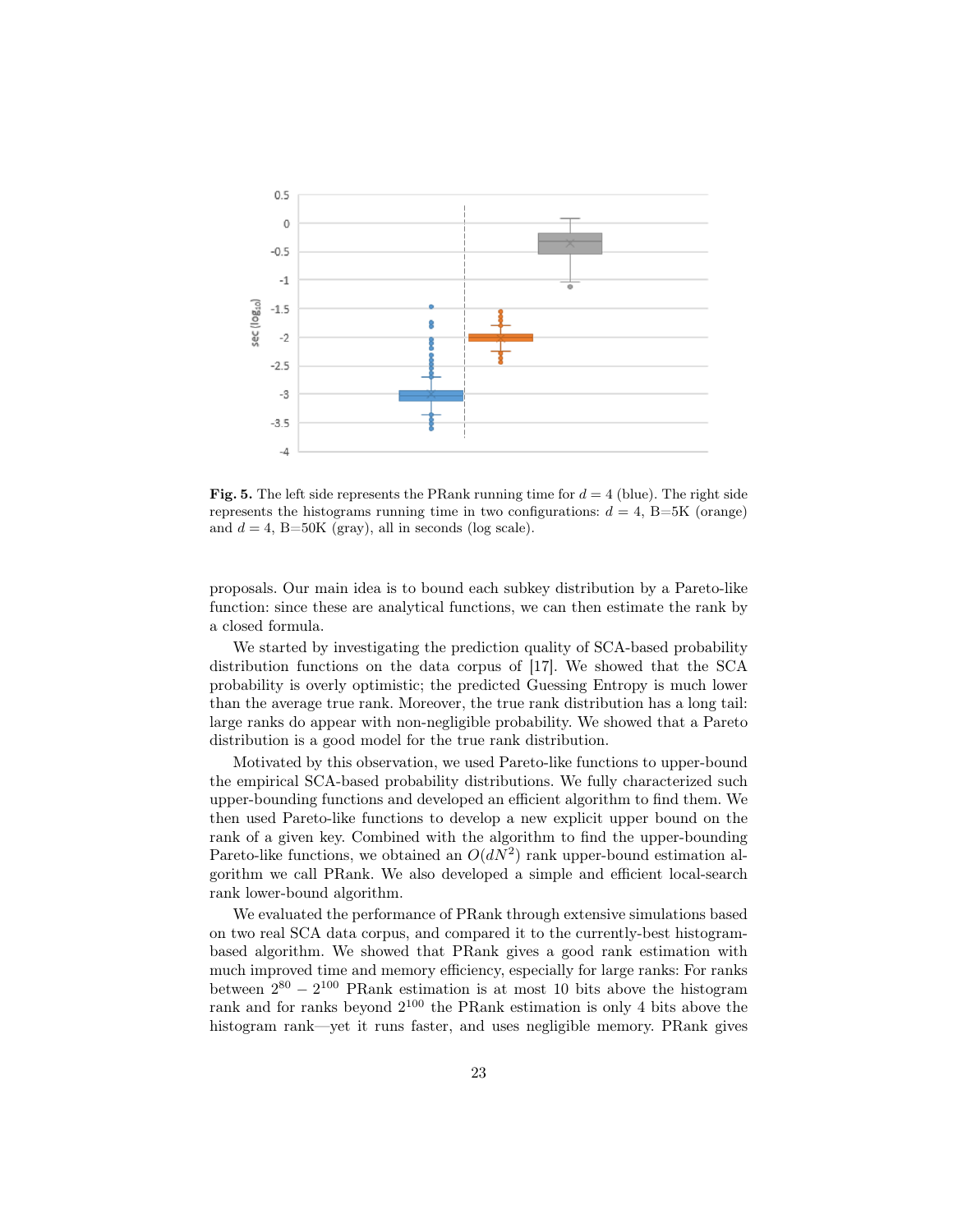Fig. 5. The left side represents the PRank running time for $d = 4$ (blue). The right side represents the histograms running time in two configurations: $d = 4$, B=5K (orange) and $d = 4$, B=50K (gray), all in seconds (log scale).

proposals. Our main idea is to bound each subkey distribution by a Pareto-like function: since these are analytical functions, we can then estimate the rank by a closed formula.

We started by investigating the prediction quality of SCA-based probability distribution functions on the data corpus of [17]. We showed that the SCA probability is overly optimistic; the predicted Guessing Entropy is much lower than the average true rank. Moreover, the true rank distribution has a long tail: large ranks do appear with non-negligible probability. We showed that a Pareto distribution is a good model for the true rank distribution.

Motivated by this observation, we used Pareto-like functions to upper-bound the empirical SCA-based probability distributions. We fully characterized such upper-bounding functions and developed an efficient algorithm to find them. We then used Pareto-like functions to develop a new explicit upper bound on the rank of a given key. Combined with the algorithm to find the upper-bounding Pareto-like functions, we obtained an $O(dN^2)$ rank upper-bound estimation algorithm we call PRank. We also developed a simple and efficient local-search rank lower-bound algorithm.

We evaluated the performance of PRank through extensive simulations based on two real SCA data corpus, and compared it to the currently-best histogram-based algorithm. We showed that PRank gives a good rank estimation with much improved time and memory efficiency, especially for large ranks: For ranks between $2^{80} - 2^{100}$ PRank estimation is at most 10 bits above the histogram rank and for ranks beyond $2^{100}$ the PRank estimation is only 4 bits above the histogram rank—yet it runs faster, and uses negligible memory. PRank gives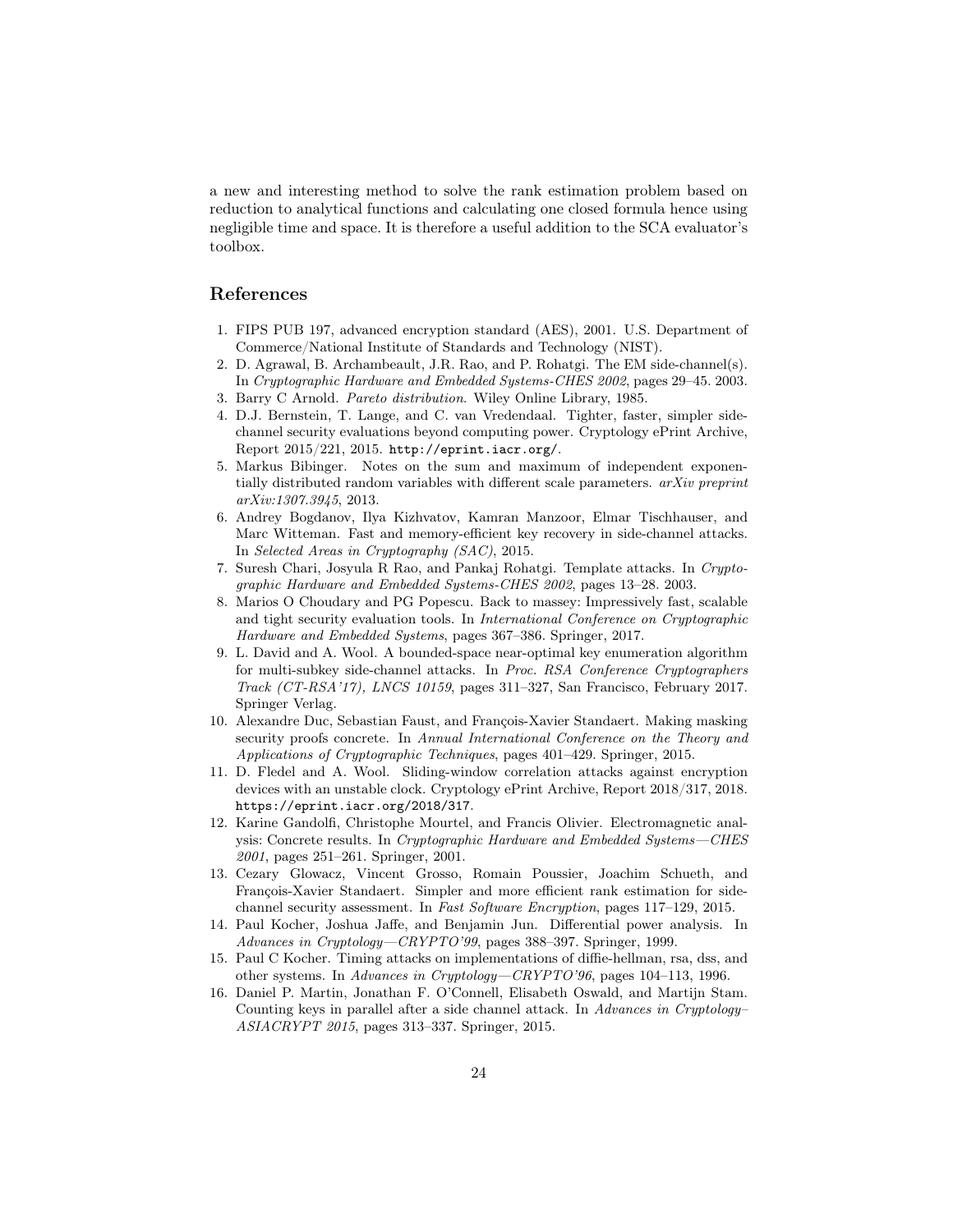a new and interesting method to solve the rank estimation problem based on reduction to analytical functions and calculating one closed formula hence using negligible time and space. It is therefore a useful addition to the SCA evaluator's toolbox.

## References

1. FIPS PUB 197, advanced encryption standard (AES), 2001. U.S. Department of Commerce/National Institute of Standards and Technology (NIST).
2. D. Agrawal, B. Archambeault, J.R. Rao, and P. Rohatgi. The EM side-channel(s). In *Cryptographic Hardware and Embedded Systems-CHES 2002*, pages 29–45. 2003.
3. Barry C Arnold. *Pareto distribution*. Wiley Online Library, 1985.
4. D.J. Bernstein, T. Lange, and C. van Vredendaal. Tighter, faster, simpler side-channel security evaluations beyond computing power. Cryptology ePrint Archive, Report 2015/221, 2015. http://eprint.iacr.org/.
5. Markus Bibinger. Notes on the sum and maximum of independent exponentially distributed random variables with different scale parameters. *arXiv preprint arXiv:1307.3945*, 2013.
6. Andrey Bogdanov, Ilya Kizhvatov, Kamran Manzoor, Elmar Tischhauser, and Marc Witteman. Fast and memory-efficient key recovery in side-channel attacks. In *Selected Areas in Cryptography (SAC)*, 2015.
7. Suresh Chari, Josyula R Rao, and Pankaj Rohatgi. Template attacks. In *Cryptographic Hardware and Embedded Systems-CHES 2002*, pages 13–28. 2003.
8. Marios O Choudary and PG Popescu. Back to massey: Impressively fast, scalable and tight security evaluation tools. In *International Conference on Cryptographic Hardware and Embedded Systems*, pages 367–386. Springer, 2017.
9. L. David and A. Wool. A bounded-space near-optimal key enumeration algorithm for multi-subkey side-channel attacks. In *Proc. RSA Conference Cryptographers Track (CT-RSA'17), LNCS 10159*, pages 311–327, San Francisco, February 2017. Springer Verlag.
10. Alexandre Duc, Sebastian Faust, and François-Xavier Standaert. Making masking security proofs concrete. In *Annual International Conference on the Theory and Applications of Cryptographic Techniques*, pages 401–429. Springer, 2015.
11. D. Fledel and A. Wool. Sliding-window correlation attacks against encryption devices with an unstable clock. Cryptology ePrint Archive, Report 2018/317, 2018. https://eprint.iacr.org/2018/317.
12. Karine Gandolfi, Christophe Mourtel, and Francis Olivier. Electromagnetic analysis: Concrete results. In *Cryptographic Hardware and Embedded Systems—CHES 2001*, pages 251–261. Springer, 2001.
13. Cezary Glowacz, Vincent Grosso, Romain Poussier, Joachim Schueth, and François-Xavier Standaert. Simpler and more efficient rank estimation for side-channel security assessment. In *Fast Software Encryption*, pages 117–129, 2015.
14. Paul Kocher, Joshua Jaffe, and Benjamin Jun. Differential power analysis. In *Advances in Cryptology—CRYPTO'99*, pages 388–397. Springer, 1999.
15. Paul C Kocher. Timing attacks on implementations of diffie-hellman, rsa, dss, and other systems. In *Advances in Cryptology—CRYPTO'96*, pages 104–113, 1996.
16. Daniel P. Martin, Jonathan F. O'Connell, Elisabeth Oswald, and Martijn Stam. Counting keys in parallel after a side channel attack. In *Advances in Cryptology–ASIACRYPT 2015*, pages 313–337. Springer, 2015.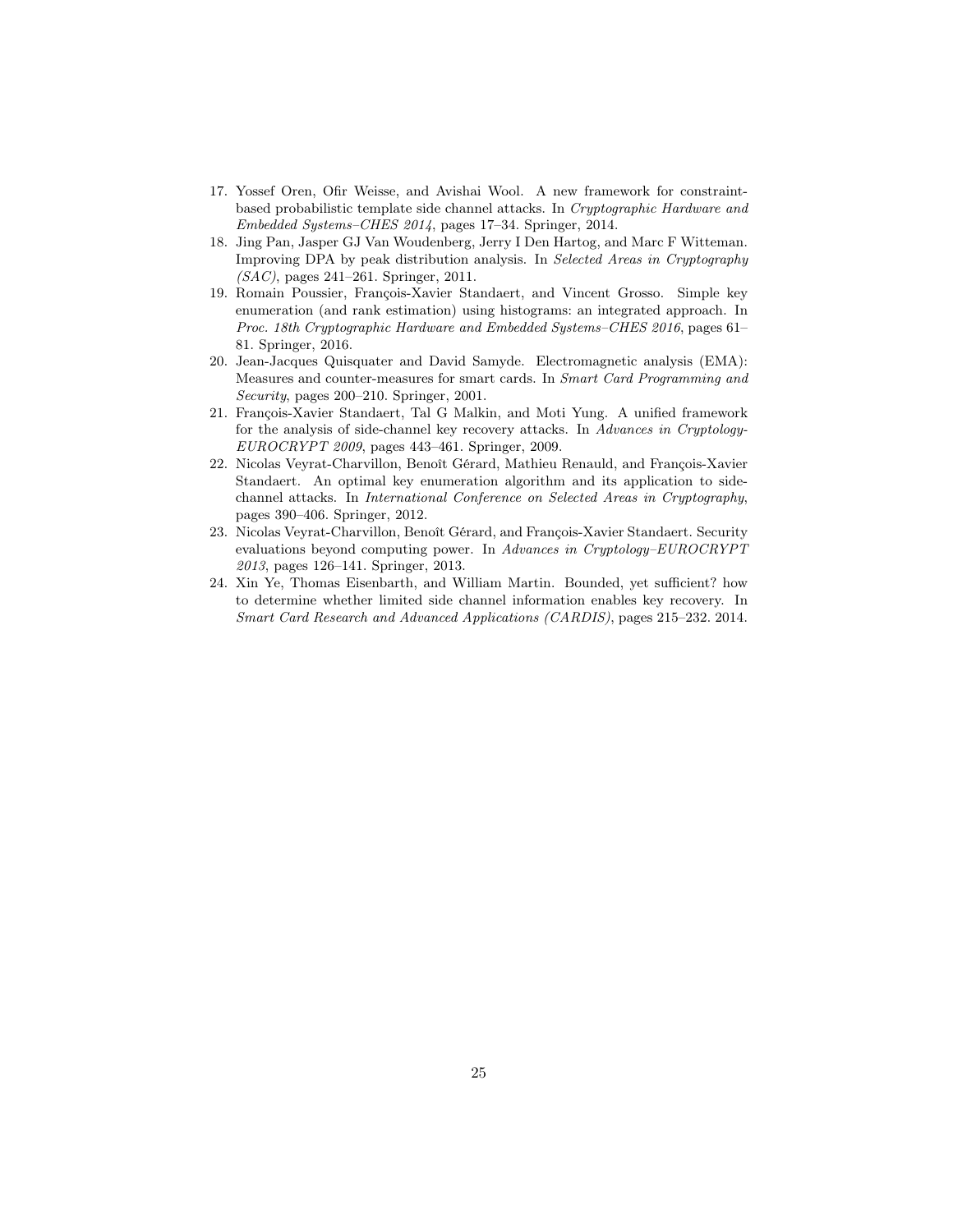17. Yossef Oren, Ofir Weisse, and Avishai Wool. A new framework for constraint-based probabilistic template side channel attacks. In *Cryptographic Hardware and Embedded Systems–CHES 2014*, pages 17–34. Springer, 2014.
18. Jing Pan, Jasper GJ Van Woudenberg, Jerry I Den Hartog, and Marc F Witteman. Improving DPA by peak distribution analysis. In *Selected Areas in Cryptography (SAC)*, pages 241–261. Springer, 2011.
19. Romain Poussier, François-Xavier Standaert, and Vincent Grosso. Simple key enumeration (and rank estimation) using histograms: an integrated approach. In *Proc. 18th Cryptographic Hardware and Embedded Systems–CHES 2016*, pages 61–81. Springer, 2016.
20. Jean-Jacques Quisquater and David Samyde. Electromagnetic analysis (EMA): Measures and counter-measures for smart cards. In *Smart Card Programming and Security*, pages 200–210. Springer, 2001.
21. François-Xavier Standaert, Tal G Malkin, and Moti Yung. A unified framework for the analysis of side-channel key recovery attacks. In *Advances in Cryptology-EUROCRYPT 2009*, pages 443–461. Springer, 2009.
22. Nicolas Veyrat-Charvillon, Benoît Gérard, Mathieu Renauld, and François-Xavier Standaert. An optimal key enumeration algorithm and its application to side-channel attacks. In *International Conference on Selected Areas in Cryptography*, pages 390–406. Springer, 2012.
23. Nicolas Veyrat-Charvillon, Benoît Gérard, and François-Xavier Standaert. Security evaluations beyond computing power. In *Advances in Cryptology–EUROCRYPT 2013*, pages 126–141. Springer, 2013.
24. Xin Ye, Thomas Eisenbarth, and William Martin. Bounded, yet sufficient? how to determine whether limited side channel information enables key recovery. In *Smart Card Research and Advanced Applications (CARDIS)*, pages 215–232. 2014.